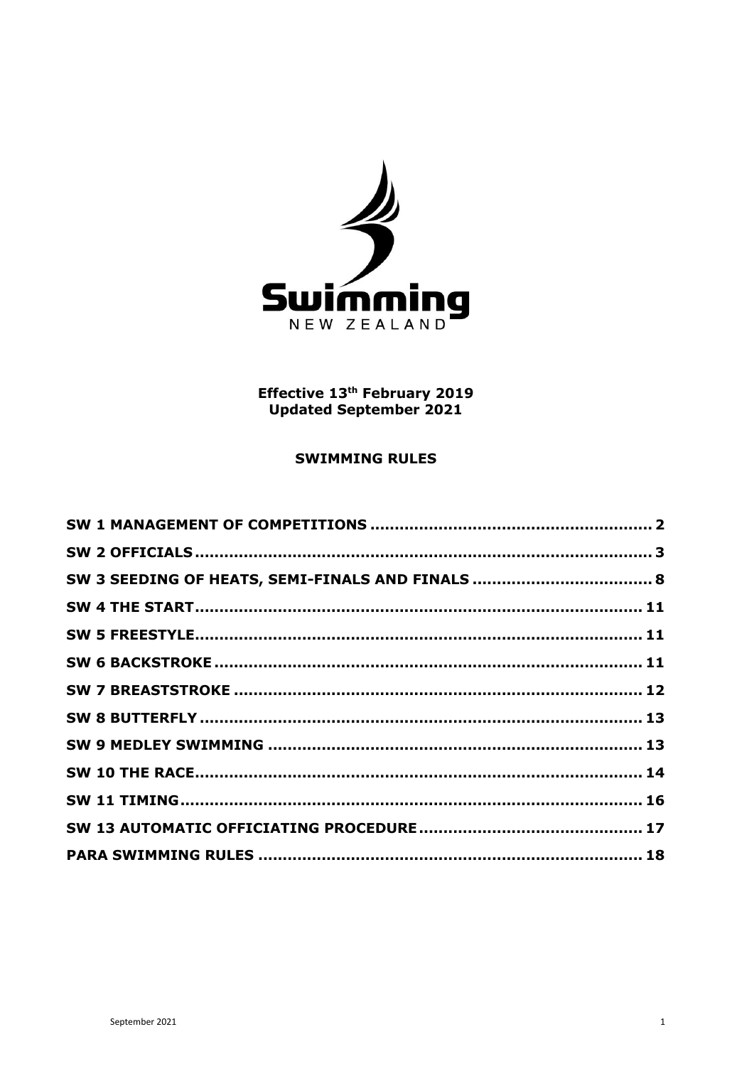Swimming NEW ZEALAND

**Effective 13th February 2019**
**Updated September 2021**

# SWIMMING RULES

| | |
|---|---|
| **SW 1 MANAGEMENT OF COMPETITIONS** | **2** |
| **SW 2 OFFICIALS** | **3** |
| **SW 3 SEEDING OF HEATS, SEMI-FINALS AND FINALS** | **8** |
| **SW 4 THE START** | **11** |
| **SW 5 FREESTYLE** | **11** |
| **SW 6 BACKSTROKE** | **11** |
| **SW 7 BREASTSTROKE** | **12** |
| **SW 8 BUTTERFLY** | **13** |
| **SW 9 MEDLEY SWIMMING** | **13** |
| **SW 10 THE RACE** | **14** |
| **SW 11 TIMING** | **16** |
| **SW 13 AUTOMATIC OFFICIATING PROCEDURE** | **17** |
| **PARA SWIMMING RULES** | **18** |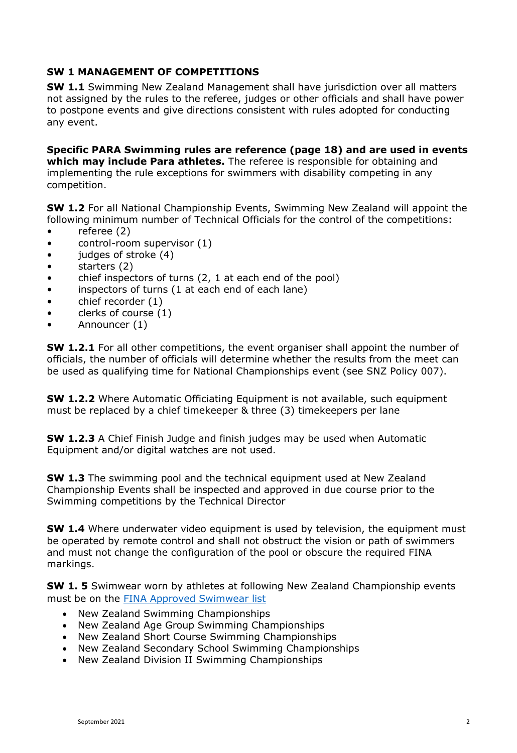## SW 1 MANAGEMENT OF COMPETITIONS

**SW 1.1** Swimming New Zealand Management shall have jurisdiction over all matters not assigned by the rules to the referee, judges or other officials and shall have power to postpone events and give directions consistent with rules adopted for conducting any event.

**Specific PARA Swimming rules are reference (page 18) and are used in events which may include Para athletes.** The referee is responsible for obtaining and implementing the rule exceptions for swimmers with disability competing in any competition.

**SW 1.2** For all National Championship Events, Swimming New Zealand will appoint the following minimum number of Technical Officials for the control of the competitions:

- referee (2)
- control-room supervisor (1)
- judges of stroke (4)
- starters (2)
- chief inspectors of turns (2, 1 at each end of the pool)
- inspectors of turns (1 at each end of each lane)
- chief recorder (1)
- clerks of course (1)
- Announcer (1)

**SW 1.2.1** For all other competitions, the event organiser shall appoint the number of officials, the number of officials will determine whether the results from the meet can be used as qualifying time for National Championships event (see SNZ Policy 007).

**SW 1.2.2** Where Automatic Officiating Equipment is not available, such equipment must be replaced by a chief timekeeper & three (3) timekeepers per lane

**SW 1.2.3** A Chief Finish Judge and finish judges may be used when Automatic Equipment and/or digital watches are not used.

**SW 1.3** The swimming pool and the technical equipment used at New Zealand Championship Events shall be inspected and approved in due course prior to the Swimming competitions by the Technical Director

**SW 1.4** Where underwater video equipment is used by television, the equipment must be operated by remote control and shall not obstruct the vision or path of swimmers and must not change the configuration of the pool or obscure the required FINA markings.

**SW 1. 5** Swimwear worn by athletes at following New Zealand Championship events must be on the FINA Approved Swimwear list

- New Zealand Swimming Championships
- New Zealand Age Group Swimming Championships
- New Zealand Short Course Swimming Championships
- New Zealand Secondary School Swimming Championships
- New Zealand Division II Swimming Championships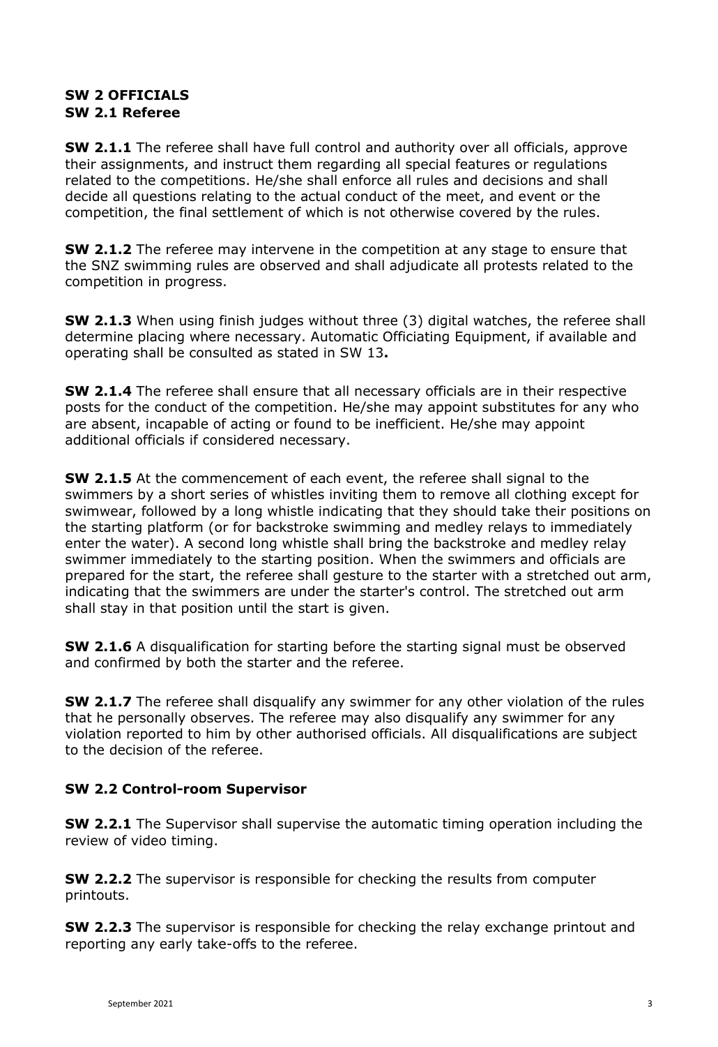## SW 2 OFFICIALS

### SW 2.1 Referee

**SW 2.1.1** The referee shall have full control and authority over all officials, approve their assignments, and instruct them regarding all special features or regulations related to the competitions. He/she shall enforce all rules and decisions and shall decide all questions relating to the actual conduct of the meet, and event or the competition, the final settlement of which is not otherwise covered by the rules.

**SW 2.1.2** The referee may intervene in the competition at any stage to ensure that the SNZ swimming rules are observed and shall adjudicate all protests related to the competition in progress.

**SW 2.1.3** When using finish judges without three (3) digital watches, the referee shall determine placing where necessary. Automatic Officiating Equipment, if available and operating shall be consulted as stated in SW 13**.**

**SW 2.1.4** The referee shall ensure that all necessary officials are in their respective posts for the conduct of the competition. He/she may appoint substitutes for any who are absent, incapable of acting or found to be inefficient. He/she may appoint additional officials if considered necessary.

**SW 2.1.5** At the commencement of each event, the referee shall signal to the swimmers by a short series of whistles inviting them to remove all clothing except for swimwear, followed by a long whistle indicating that they should take their positions on the starting platform (or for backstroke swimming and medley relays to immediately enter the water). A second long whistle shall bring the backstroke and medley relay swimmer immediately to the starting position. When the swimmers and officials are prepared for the start, the referee shall gesture to the starter with a stretched out arm, indicating that the swimmers are under the starter's control. The stretched out arm shall stay in that position until the start is given.

**SW 2.1.6** A disqualification for starting before the starting signal must be observed and confirmed by both the starter and the referee.

**SW 2.1.7** The referee shall disqualify any swimmer for any other violation of the rules that he personally observes. The referee may also disqualify any swimmer for any violation reported to him by other authorised officials. All disqualifications are subject to the decision of the referee.

### SW 2.2 Control-room Supervisor

**SW 2.2.1** The Supervisor shall supervise the automatic timing operation including the review of video timing.

**SW 2.2.2** The supervisor is responsible for checking the results from computer printouts.

**SW 2.2.3** The supervisor is responsible for checking the relay exchange printout and reporting any early take-offs to the referee.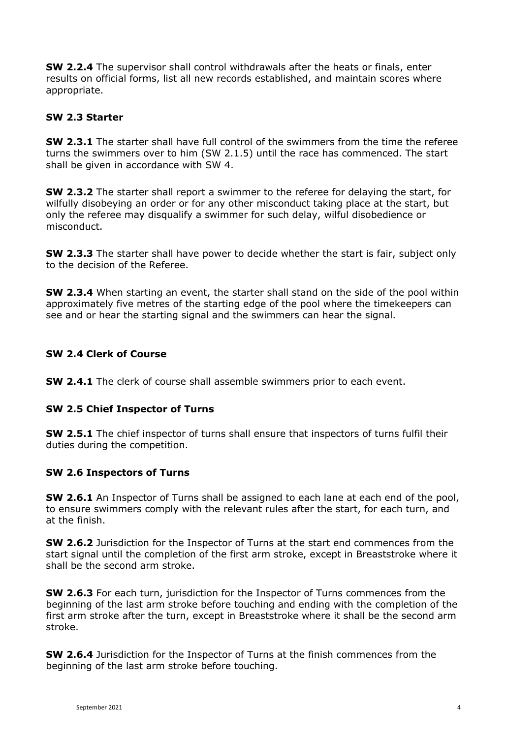**SW 2.2.4** The supervisor shall control withdrawals after the heats or finals, enter results on official forms, list all new records established, and maintain scores where appropriate.

### SW 2.3 Starter

**SW 2.3.1** The starter shall have full control of the swimmers from the time the referee turns the swimmers over to him (SW 2.1.5) until the race has commenced. The start shall be given in accordance with SW 4.

**SW 2.3.2** The starter shall report a swimmer to the referee for delaying the start, for wilfully disobeying an order or for any other misconduct taking place at the start, but only the referee may disqualify a swimmer for such delay, wilful disobedience or misconduct.

**SW 2.3.3** The starter shall have power to decide whether the start is fair, subject only to the decision of the Referee.

**SW 2.3.4** When starting an event, the starter shall stand on the side of the pool within approximately five metres of the starting edge of the pool where the timekeepers can see and or hear the starting signal and the swimmers can hear the signal.

### SW 2.4 Clerk of Course

**SW 2.4.1** The clerk of course shall assemble swimmers prior to each event.

### SW 2.5 Chief Inspector of Turns

**SW 2.5.1** The chief inspector of turns shall ensure that inspectors of turns fulfil their duties during the competition.

### SW 2.6 Inspectors of Turns

**SW 2.6.1** An Inspector of Turns shall be assigned to each lane at each end of the pool, to ensure swimmers comply with the relevant rules after the start, for each turn, and at the finish.

**SW 2.6.2** Jurisdiction for the Inspector of Turns at the start end commences from the start signal until the completion of the first arm stroke, except in Breaststroke where it shall be the second arm stroke.

**SW 2.6.3** For each turn, jurisdiction for the Inspector of Turns commences from the beginning of the last arm stroke before touching and ending with the completion of the first arm stroke after the turn, except in Breaststroke where it shall be the second arm stroke.

**SW 2.6.4** Jurisdiction for the Inspector of Turns at the finish commences from the beginning of the last arm stroke before touching.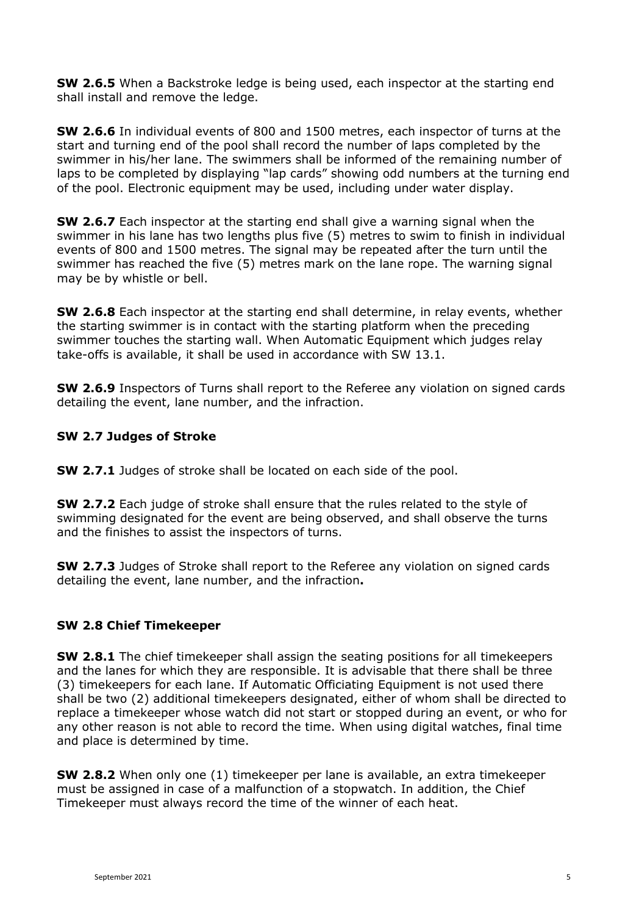**SW 2.6.5** When a Backstroke ledge is being used, each inspector at the starting end shall install and remove the ledge.

**SW 2.6.6** In individual events of 800 and 1500 metres, each inspector of turns at the start and turning end of the pool shall record the number of laps completed by the swimmer in his/her lane. The swimmers shall be informed of the remaining number of laps to be completed by displaying "lap cards" showing odd numbers at the turning end of the pool. Electronic equipment may be used, including under water display.

**SW 2.6.7** Each inspector at the starting end shall give a warning signal when the swimmer in his lane has two lengths plus five (5) metres to swim to finish in individual events of 800 and 1500 metres. The signal may be repeated after the turn until the swimmer has reached the five (5) metres mark on the lane rope. The warning signal may be by whistle or bell.

**SW 2.6.8** Each inspector at the starting end shall determine, in relay events, whether the starting swimmer is in contact with the starting platform when the preceding swimmer touches the starting wall. When Automatic Equipment which judges relay take-offs is available, it shall be used in accordance with SW 13.1.

**SW 2.6.9** Inspectors of Turns shall report to the Referee any violation on signed cards detailing the event, lane number, and the infraction.

### SW 2.7 Judges of Stroke

**SW 2.7.1** Judges of stroke shall be located on each side of the pool.

**SW 2.7.2** Each judge of stroke shall ensure that the rules related to the style of swimming designated for the event are being observed, and shall observe the turns and the finishes to assist the inspectors of turns.

**SW 2.7.3** Judges of Stroke shall report to the Referee any violation on signed cards detailing the event, lane number, and the infraction**.**

### SW 2.8 Chief Timekeeper

**SW 2.8.1** The chief timekeeper shall assign the seating positions for all timekeepers and the lanes for which they are responsible. It is advisable that there shall be three (3) timekeepers for each lane. If Automatic Officiating Equipment is not used there shall be two (2) additional timekeepers designated, either of whom shall be directed to replace a timekeeper whose watch did not start or stopped during an event, or who for any other reason is not able to record the time. When using digital watches, final time and place is determined by time.

**SW 2.8.2** When only one (1) timekeeper per lane is available, an extra timekeeper must be assigned in case of a malfunction of a stopwatch. In addition, the Chief Timekeeper must always record the time of the winner of each heat.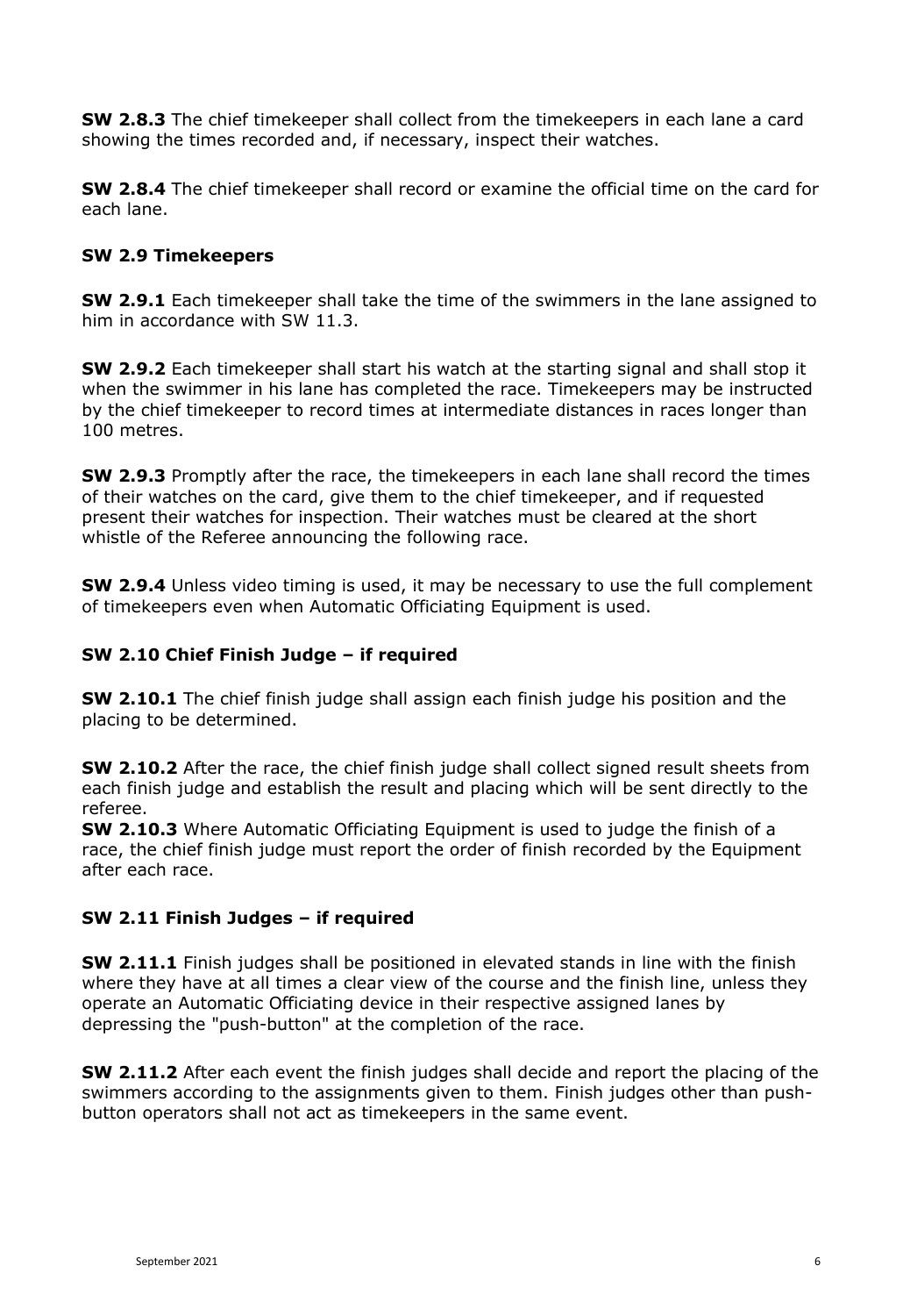**SW 2.8.3** The chief timekeeper shall collect from the timekeepers in each lane a card showing the times recorded and, if necessary, inspect their watches.

**SW 2.8.4** The chief timekeeper shall record or examine the official time on the card for each lane.

### SW 2.9 Timekeepers

**SW 2.9.1** Each timekeeper shall take the time of the swimmers in the lane assigned to him in accordance with SW 11.3.

**SW 2.9.2** Each timekeeper shall start his watch at the starting signal and shall stop it when the swimmer in his lane has completed the race. Timekeepers may be instructed by the chief timekeeper to record times at intermediate distances in races longer than 100 metres.

**SW 2.9.3** Promptly after the race, the timekeepers in each lane shall record the times of their watches on the card, give them to the chief timekeeper, and if requested present their watches for inspection. Their watches must be cleared at the short whistle of the Referee announcing the following race.

**SW 2.9.4** Unless video timing is used, it may be necessary to use the full complement of timekeepers even when Automatic Officiating Equipment is used.

### SW 2.10 Chief Finish Judge – if required

**SW 2.10.1** The chief finish judge shall assign each finish judge his position and the placing to be determined.

**SW 2.10.2** After the race, the chief finish judge shall collect signed result sheets from each finish judge and establish the result and placing which will be sent directly to the referee.

**SW 2.10.3** Where Automatic Officiating Equipment is used to judge the finish of a race, the chief finish judge must report the order of finish recorded by the Equipment after each race.

### SW 2.11 Finish Judges – if required

**SW 2.11.1** Finish judges shall be positioned in elevated stands in line with the finish where they have at all times a clear view of the course and the finish line, unless they operate an Automatic Officiating device in their respective assigned lanes by depressing the "push-button" at the completion of the race.

**SW 2.11.2** After each event the finish judges shall decide and report the placing of the swimmers according to the assignments given to them. Finish judges other than push-button operators shall not act as timekeepers in the same event.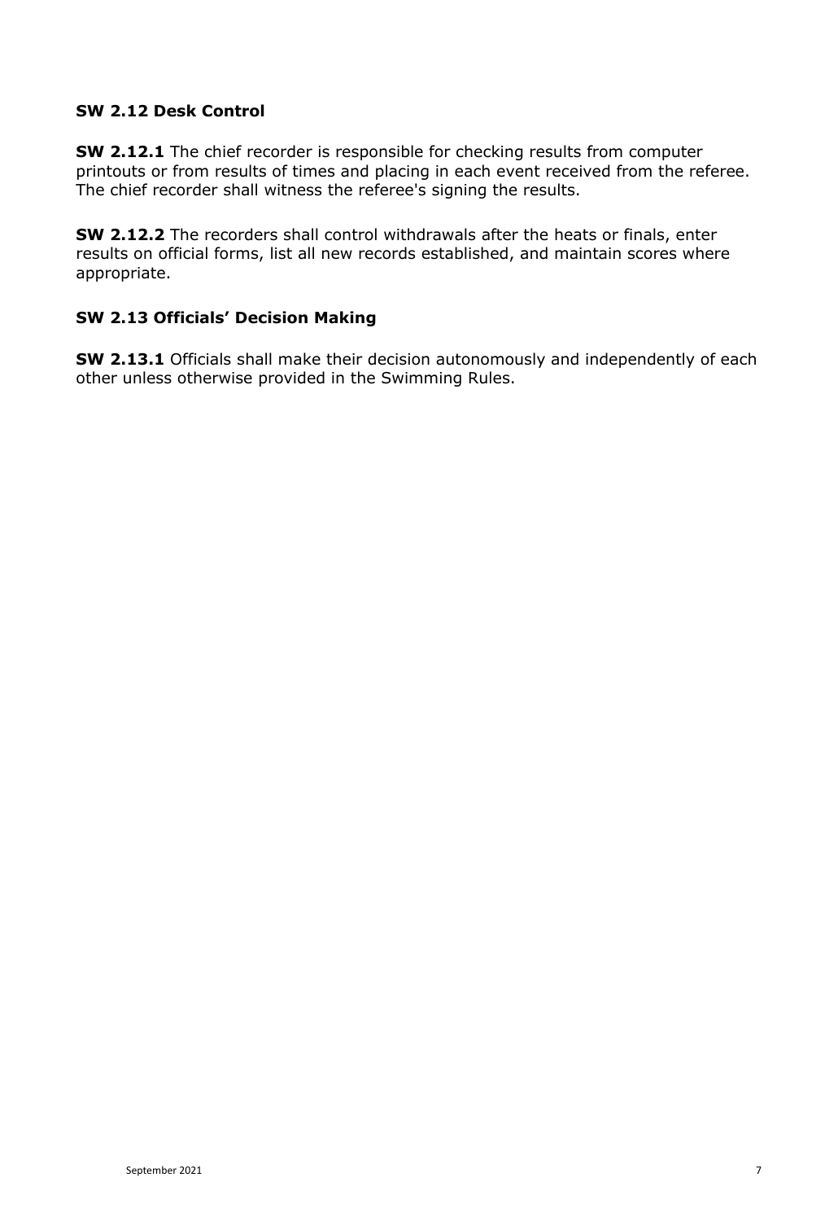### SW 2.12 Desk Control

**SW 2.12.1** The chief recorder is responsible for checking results from computer printouts or from results of times and placing in each event received from the referee. The chief recorder shall witness the referee's signing the results.

**SW 2.12.2** The recorders shall control withdrawals after the heats or finals, enter results on official forms, list all new records established, and maintain scores where appropriate.

### SW 2.13 Officials' Decision Making

**SW 2.13.1** Officials shall make their decision autonomously and independently of each other unless otherwise provided in the Swimming Rules.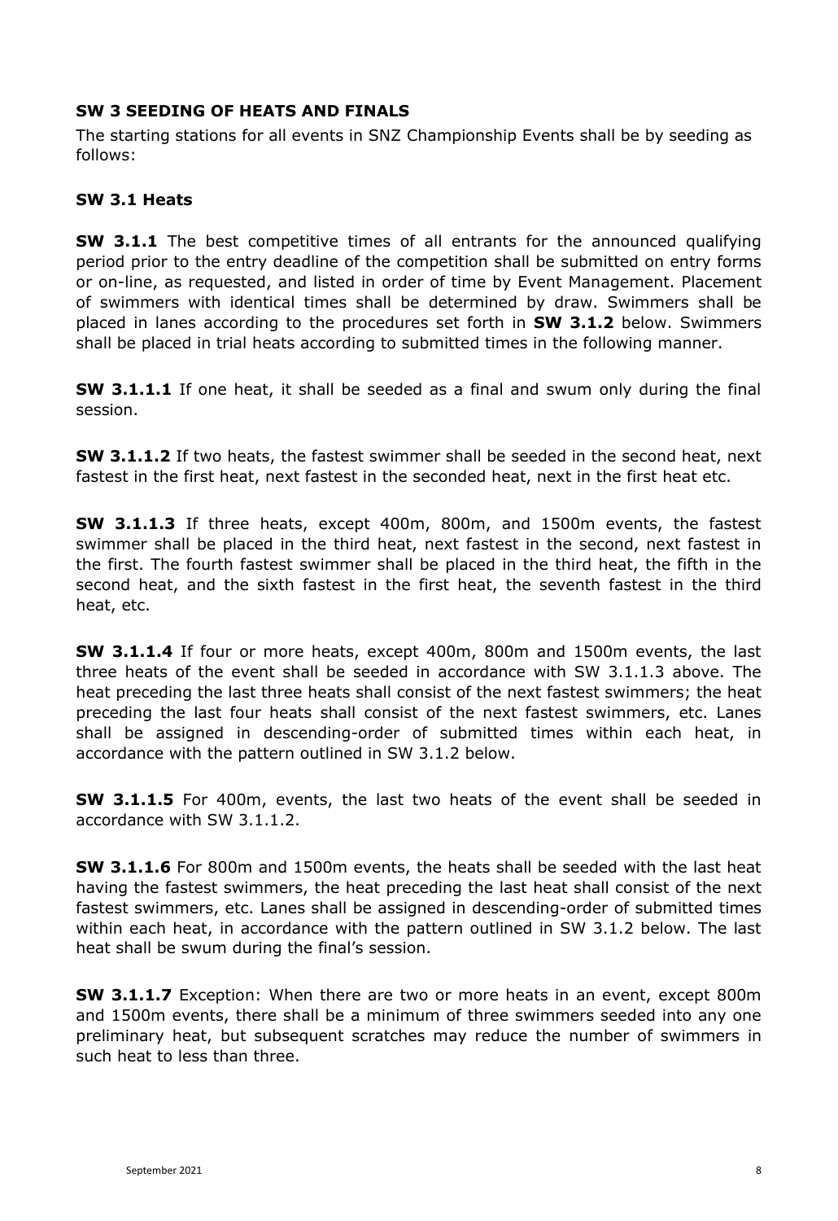## SW 3 SEEDING OF HEATS AND FINALS

The starting stations for all events in SNZ Championship Events shall be by seeding as follows:

### SW 3.1 Heats

**SW 3.1.1** The best competitive times of all entrants for the announced qualifying period prior to the entry deadline of the competition shall be submitted on entry forms or on-line, as requested, and listed in order of time by Event Management. Placement of swimmers with identical times shall be determined by draw. Swimmers shall be placed in lanes according to the procedures set forth in **SW 3.1.2** below. Swimmers shall be placed in trial heats according to submitted times in the following manner.

**SW 3.1.1.1** If one heat, it shall be seeded as a final and swum only during the final session.

**SW 3.1.1.2** If two heats, the fastest swimmer shall be seeded in the second heat, next fastest in the first heat, next fastest in the seconded heat, next in the first heat etc.

**SW 3.1.1.3** If three heats, except 400m, 800m, and 1500m events, the fastest swimmer shall be placed in the third heat, next fastest in the second, next fastest in the first. The fourth fastest swimmer shall be placed in the third heat, the fifth in the second heat, and the sixth fastest in the first heat, the seventh fastest in the third heat, etc.

**SW 3.1.1.4** If four or more heats, except 400m, 800m and 1500m events, the last three heats of the event shall be seeded in accordance with SW 3.1.1.3 above. The heat preceding the last three heats shall consist of the next fastest swimmers; the heat preceding the last four heats shall consist of the next fastest swimmers, etc. Lanes shall be assigned in descending-order of submitted times within each heat, in accordance with the pattern outlined in SW 3.1.2 below.

**SW 3.1.1.5** For 400m, events, the last two heats of the event shall be seeded in accordance with SW 3.1.1.2.

**SW 3.1.1.6** For 800m and 1500m events, the heats shall be seeded with the last heat having the fastest swimmers, the heat preceding the last heat shall consist of the next fastest swimmers, etc. Lanes shall be assigned in descending-order of submitted times within each heat, in accordance with the pattern outlined in SW 3.1.2 below. The last heat shall be swum during the final's session.

**SW 3.1.1.7** Exception: When there are two or more heats in an event, except 800m and 1500m events, there shall be a minimum of three swimmers seeded into any one preliminary heat, but subsequent scratches may reduce the number of swimmers in such heat to less than three.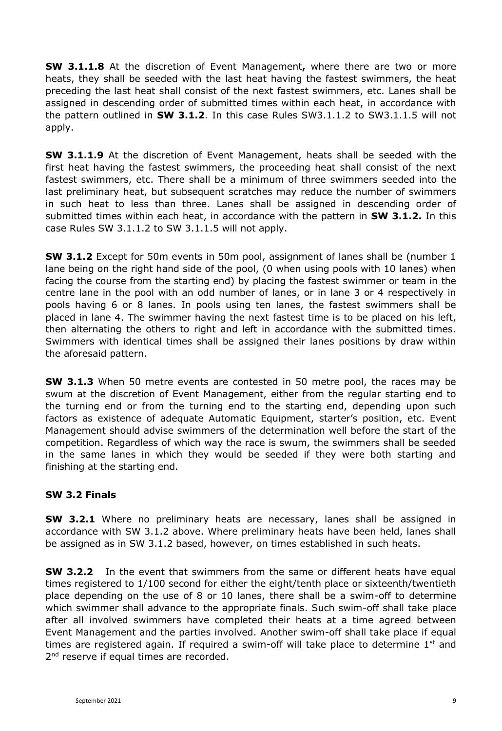**SW 3.1.1.8** At the discretion of Event Management**,** where there are two or more heats, they shall be seeded with the last heat having the fastest swimmers, the heat preceding the last heat shall consist of the next fastest swimmers, etc. Lanes shall be assigned in descending order of submitted times within each heat, in accordance with the pattern outlined in **SW 3.1.2**. In this case Rules SW3.1.1.2 to SW3.1.1.5 will not apply.

**SW 3.1.1.9** At the discretion of Event Management, heats shall be seeded with the first heat having the fastest swimmers, the proceeding heat shall consist of the next fastest swimmers, etc. There shall be a minimum of three swimmers seeded into the last preliminary heat, but subsequent scratches may reduce the number of swimmers in such heat to less than three. Lanes shall be assigned in descending order of submitted times within each heat, in accordance with the pattern in **SW 3.1.2.** In this case Rules SW 3.1.1.2 to SW 3.1.1.5 will not apply.

**SW 3.1.2** Except for 50m events in 50m pool, assignment of lanes shall be (number 1 lane being on the right hand side of the pool, (0 when using pools with 10 lanes) when facing the course from the starting end) by placing the fastest swimmer or team in the centre lane in the pool with an odd number of lanes, or in lane 3 or 4 respectively in pools having 6 or 8 lanes. In pools using ten lanes, the fastest swimmers shall be placed in lane 4. The swimmer having the next fastest time is to be placed on his left, then alternating the others to right and left in accordance with the submitted times. Swimmers with identical times shall be assigned their lanes positions by draw within the aforesaid pattern.

**SW 3.1.3** When 50 metre events are contested in 50 metre pool, the races may be swum at the discretion of Event Management, either from the regular starting end to the turning end or from the turning end to the starting end, depending upon such factors as existence of adequate Automatic Equipment, starter's position, etc. Event Management should advise swimmers of the determination well before the start of the competition. Regardless of which way the race is swum, the swimmers shall be seeded in the same lanes in which they would be seeded if they were both starting and finishing at the starting end.

### SW 3.2 Finals

**SW 3.2.1** Where no preliminary heats are necessary, lanes shall be assigned in accordance with SW 3.1.2 above. Where preliminary heats have been held, lanes shall be assigned as in SW 3.1.2 based, however, on times established in such heats.

**SW 3.2.2** In the event that swimmers from the same or different heats have equal times registered to 1/100 second for either the eight/tenth place or sixteenth/twentieth place depending on the use of 8 or 10 lanes, there shall be a swim-off to determine which swimmer shall advance to the appropriate finals. Such swim-off shall take place after all involved swimmers have completed their heats at a time agreed between Event Management and the parties involved. Another swim-off shall take place if equal times are registered again. If required a swim-off will take place to determine 1st and 2nd reserve if equal times are recorded.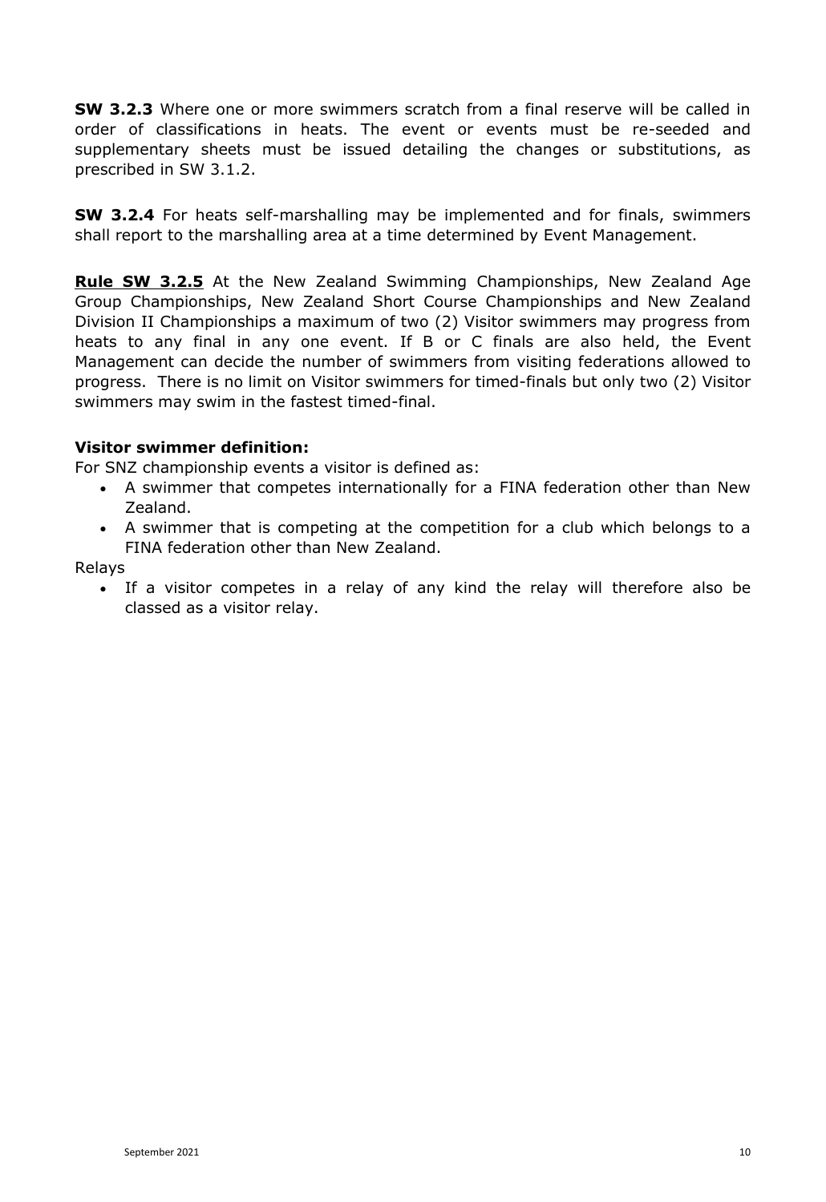**SW 3.2.3** Where one or more swimmers scratch from a final reserve will be called in order of classifications in heats. The event or events must be re-seeded and supplementary sheets must be issued detailing the changes or substitutions, as prescribed in SW 3.1.2.

**SW 3.2.4** For heats self-marshalling may be implemented and for finals, swimmers shall report to the marshalling area at a time determined by Event Management.

**Rule SW 3.2.5** At the New Zealand Swimming Championships, New Zealand Age Group Championships, New Zealand Short Course Championships and New Zealand Division II Championships a maximum of two (2) Visitor swimmers may progress from heats to any final in any one event. If B or C finals are also held, the Event Management can decide the number of swimmers from visiting federations allowed to progress. There is no limit on Visitor swimmers for timed-finals but only two (2) Visitor swimmers may swim in the fastest timed-final.

**Visitor swimmer definition:**

For SNZ championship events a visitor is defined as:

- A swimmer that competes internationally for a FINA federation other than New Zealand.
- A swimmer that is competing at the competition for a club which belongs to a FINA federation other than New Zealand.

Relays

- If a visitor competes in a relay of any kind the relay will therefore also be classed as a visitor relay.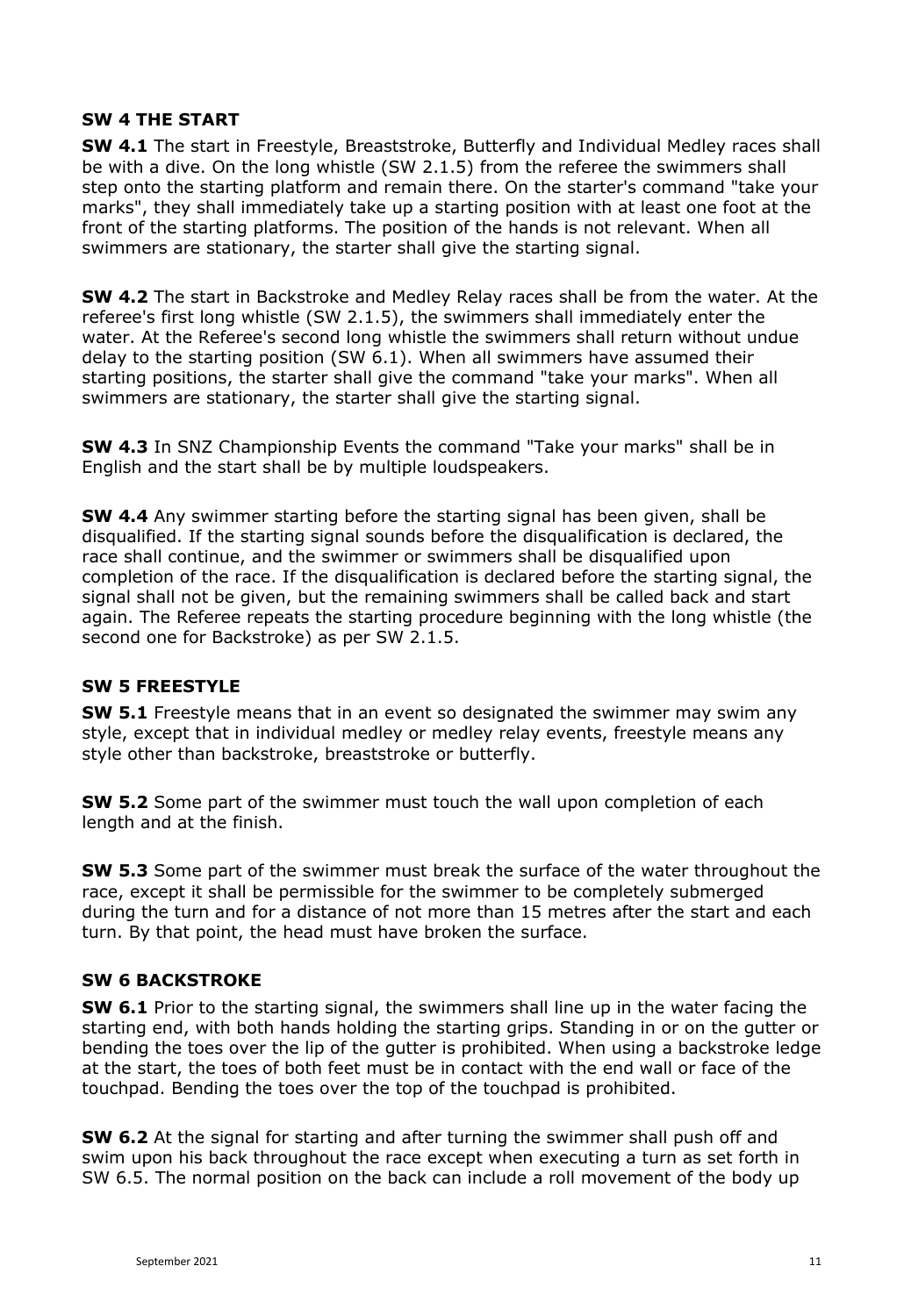## SW 4 THE START

**SW 4.1** The start in Freestyle, Breaststroke, Butterfly and Individual Medley races shall be with a dive. On the long whistle (SW 2.1.5) from the referee the swimmers shall step onto the starting platform and remain there. On the starter's command "take your marks", they shall immediately take up a starting position with at least one foot at the front of the starting platforms. The position of the hands is not relevant. When all swimmers are stationary, the starter shall give the starting signal.

**SW 4.2** The start in Backstroke and Medley Relay races shall be from the water. At the referee's first long whistle (SW 2.1.5), the swimmers shall immediately enter the water. At the Referee's second long whistle the swimmers shall return without undue delay to the starting position (SW 6.1). When all swimmers have assumed their starting positions, the starter shall give the command "take your marks". When all swimmers are stationary, the starter shall give the starting signal.

**SW 4.3** In SNZ Championship Events the command "Take your marks" shall be in English and the start shall be by multiple loudspeakers.

**SW 4.4** Any swimmer starting before the starting signal has been given, shall be disqualified. If the starting signal sounds before the disqualification is declared, the race shall continue, and the swimmer or swimmers shall be disqualified upon completion of the race. If the disqualification is declared before the starting signal, the signal shall not be given, but the remaining swimmers shall be called back and start again. The Referee repeats the starting procedure beginning with the long whistle (the second one for Backstroke) as per SW 2.1.5.

## SW 5 FREESTYLE

**SW 5.1** Freestyle means that in an event so designated the swimmer may swim any style, except that in individual medley or medley relay events, freestyle means any style other than backstroke, breaststroke or butterfly.

**SW 5.2** Some part of the swimmer must touch the wall upon completion of each length and at the finish.

**SW 5.3** Some part of the swimmer must break the surface of the water throughout the race, except it shall be permissible for the swimmer to be completely submerged during the turn and for a distance of not more than 15 metres after the start and each turn. By that point, the head must have broken the surface.

## SW 6 BACKSTROKE

**SW 6.1** Prior to the starting signal, the swimmers shall line up in the water facing the starting end, with both hands holding the starting grips. Standing in or on the gutter or bending the toes over the lip of the gutter is prohibited. When using a backstroke ledge at the start, the toes of both feet must be in contact with the end wall or face of the touchpad. Bending the toes over the top of the touchpad is prohibited.

**SW 6.2** At the signal for starting and after turning the swimmer shall push off and swim upon his back throughout the race except when executing a turn as set forth in SW 6.5. The normal position on the back can include a roll movement of the body up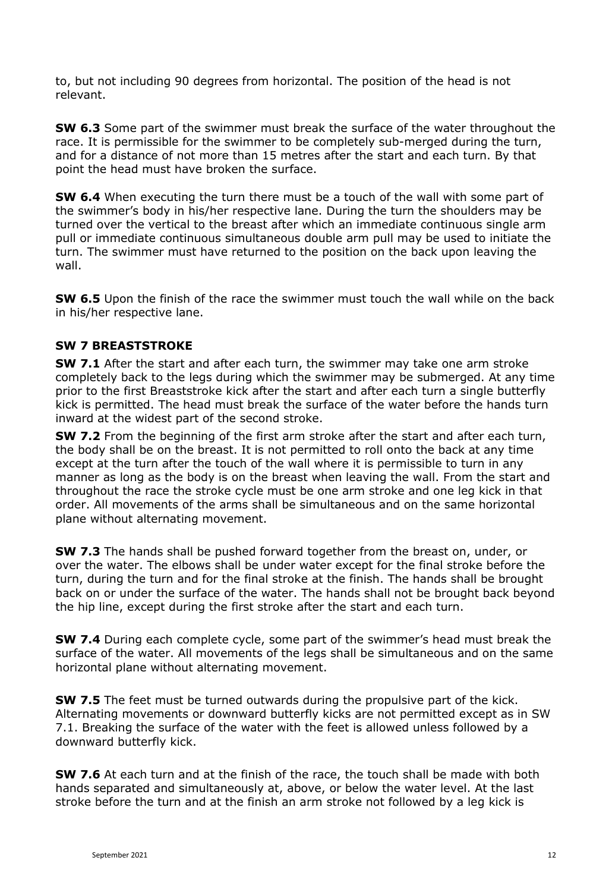to, but not including 90 degrees from horizontal. The position of the head is not relevant.

**SW 6.3** Some part of the swimmer must break the surface of the water throughout the race. It is permissible for the swimmer to be completely sub-merged during the turn, and for a distance of not more than 15 metres after the start and each turn. By that point the head must have broken the surface.

**SW 6.4** When executing the turn there must be a touch of the wall with some part of the swimmer's body in his/her respective lane. During the turn the shoulders may be turned over the vertical to the breast after which an immediate continuous single arm pull or immediate continuous simultaneous double arm pull may be used to initiate the turn. The swimmer must have returned to the position on the back upon leaving the wall.

**SW 6.5** Upon the finish of the race the swimmer must touch the wall while on the back in his/her respective lane.

### SW 7 BREASTSTROKE

**SW 7.1** After the start and after each turn, the swimmer may take one arm stroke completely back to the legs during which the swimmer may be submerged. At any time prior to the first Breaststroke kick after the start and after each turn a single butterfly kick is permitted. The head must break the surface of the water before the hands turn inward at the widest part of the second stroke.

**SW 7.2** From the beginning of the first arm stroke after the start and after each turn, the body shall be on the breast. It is not permitted to roll onto the back at any time except at the turn after the touch of the wall where it is permissible to turn in any manner as long as the body is on the breast when leaving the wall. From the start and throughout the race the stroke cycle must be one arm stroke and one leg kick in that order. All movements of the arms shall be simultaneous and on the same horizontal plane without alternating movement.

**SW 7.3** The hands shall be pushed forward together from the breast on, under, or over the water. The elbows shall be under water except for the final stroke before the turn, during the turn and for the final stroke at the finish. The hands shall be brought back on or under the surface of the water. The hands shall not be brought back beyond the hip line, except during the first stroke after the start and each turn.

**SW 7.4** During each complete cycle, some part of the swimmer's head must break the surface of the water. All movements of the legs shall be simultaneous and on the same horizontal plane without alternating movement.

**SW 7.5** The feet must be turned outwards during the propulsive part of the kick. Alternating movements or downward butterfly kicks are not permitted except as in SW 7.1. Breaking the surface of the water with the feet is allowed unless followed by a downward butterfly kick.

**SW 7.6** At each turn and at the finish of the race, the touch shall be made with both hands separated and simultaneously at, above, or below the water level. At the last stroke before the turn and at the finish an arm stroke not followed by a leg kick is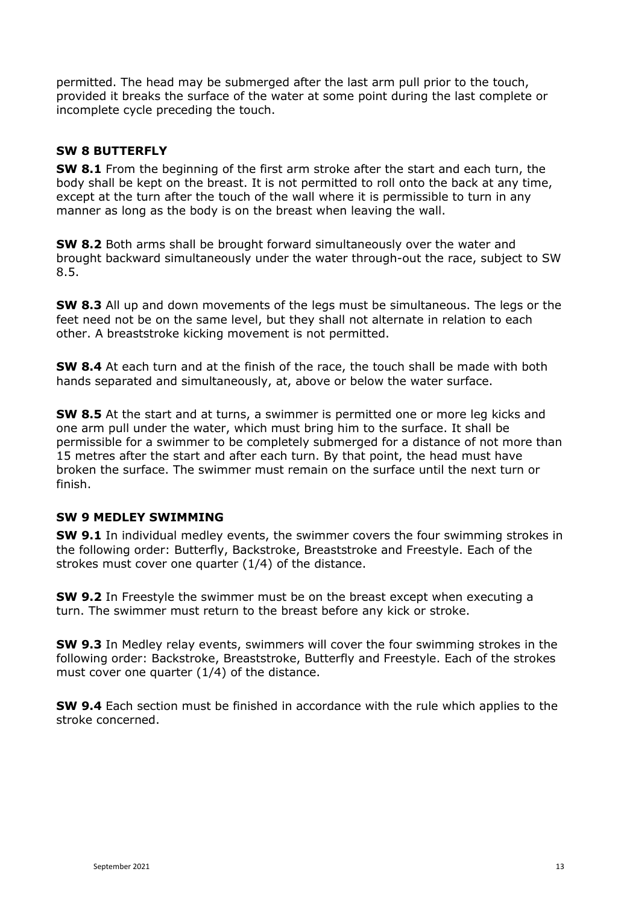permitted. The head may be submerged after the last arm pull prior to the touch, provided it breaks the surface of the water at some point during the last complete or incomplete cycle preceding the touch.

### SW 8 BUTTERFLY

**SW 8.1** From the beginning of the first arm stroke after the start and each turn, the body shall be kept on the breast. It is not permitted to roll onto the back at any time, except at the turn after the touch of the wall where it is permissible to turn in any manner as long as the body is on the breast when leaving the wall.

**SW 8.2** Both arms shall be brought forward simultaneously over the water and brought backward simultaneously under the water through-out the race, subject to SW 8.5.

**SW 8.3** All up and down movements of the legs must be simultaneous. The legs or the feet need not be on the same level, but they shall not alternate in relation to each other. A breaststroke kicking movement is not permitted.

**SW 8.4** At each turn and at the finish of the race, the touch shall be made with both hands separated and simultaneously, at, above or below the water surface.

**SW 8.5** At the start and at turns, a swimmer is permitted one or more leg kicks and one arm pull under the water, which must bring him to the surface. It shall be permissible for a swimmer to be completely submerged for a distance of not more than 15 metres after the start and after each turn. By that point, the head must have broken the surface. The swimmer must remain on the surface until the next turn or finish.

### SW 9 MEDLEY SWIMMING

**SW 9.1** In individual medley events, the swimmer covers the four swimming strokes in the following order: Butterfly, Backstroke, Breaststroke and Freestyle. Each of the strokes must cover one quarter (1/4) of the distance.

**SW 9.2** In Freestyle the swimmer must be on the breast except when executing a turn. The swimmer must return to the breast before any kick or stroke.

**SW 9.3** In Medley relay events, swimmers will cover the four swimming strokes in the following order: Backstroke, Breaststroke, Butterfly and Freestyle. Each of the strokes must cover one quarter (1/4) of the distance.

**SW 9.4** Each section must be finished in accordance with the rule which applies to the stroke concerned.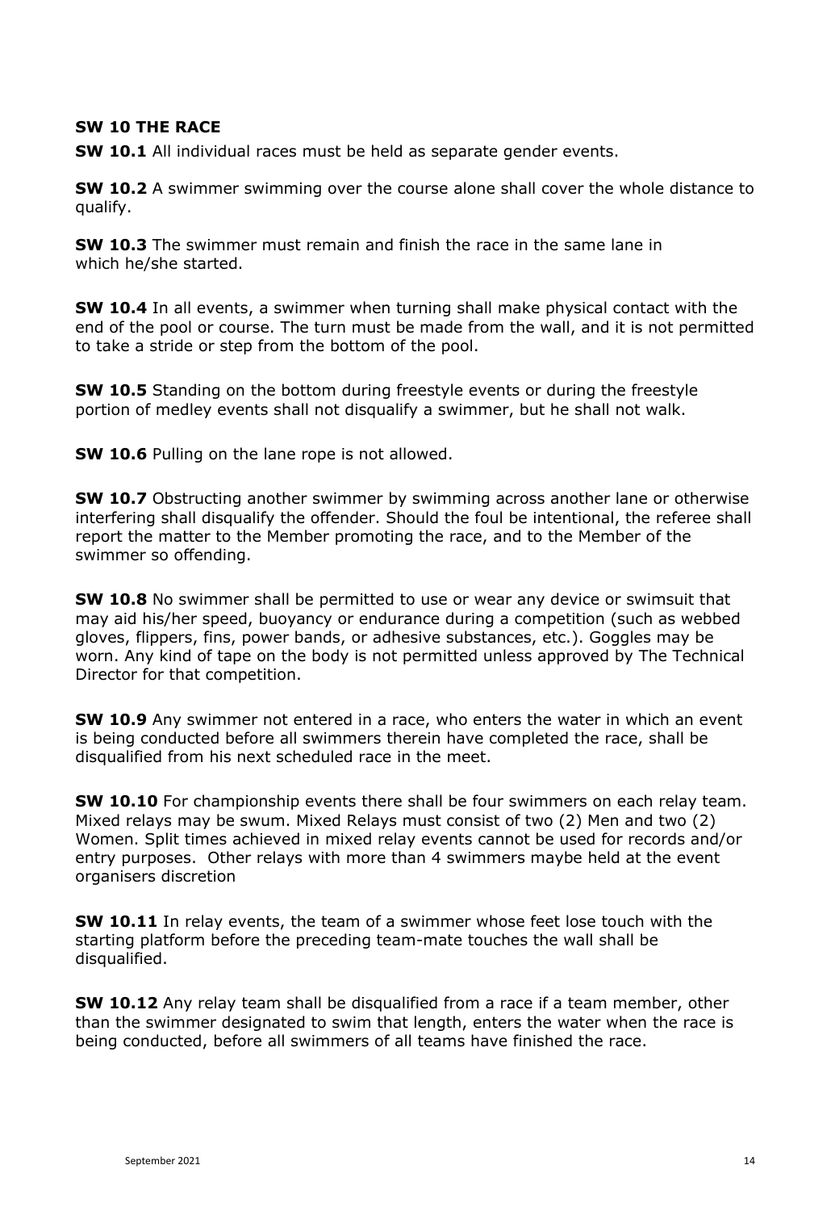## SW 10 THE RACE

**SW 10.1** All individual races must be held as separate gender events.

**SW 10.2** A swimmer swimming over the course alone shall cover the whole distance to qualify.

**SW 10.3** The swimmer must remain and finish the race in the same lane in which he/she started.

**SW 10.4** In all events, a swimmer when turning shall make physical contact with the end of the pool or course. The turn must be made from the wall, and it is not permitted to take a stride or step from the bottom of the pool.

**SW 10.5** Standing on the bottom during freestyle events or during the freestyle portion of medley events shall not disqualify a swimmer, but he shall not walk.

**SW 10.6** Pulling on the lane rope is not allowed.

**SW 10.7** Obstructing another swimmer by swimming across another lane or otherwise interfering shall disqualify the offender. Should the foul be intentional, the referee shall report the matter to the Member promoting the race, and to the Member of the swimmer so offending.

**SW 10.8** No swimmer shall be permitted to use or wear any device or swimsuit that may aid his/her speed, buoyancy or endurance during a competition (such as webbed gloves, flippers, fins, power bands, or adhesive substances, etc.). Goggles may be worn. Any kind of tape on the body is not permitted unless approved by The Technical Director for that competition.

**SW 10.9** Any swimmer not entered in a race, who enters the water in which an event is being conducted before all swimmers therein have completed the race, shall be disqualified from his next scheduled race in the meet.

**SW 10.10** For championship events there shall be four swimmers on each relay team. Mixed relays may be swum. Mixed Relays must consist of two (2) Men and two (2) Women. Split times achieved in mixed relay events cannot be used for records and/or entry purposes. Other relays with more than 4 swimmers maybe held at the event organisers discretion

**SW 10.11** In relay events, the team of a swimmer whose feet lose touch with the starting platform before the preceding team-mate touches the wall shall be disqualified.

**SW 10.12** Any relay team shall be disqualified from a race if a team member, other than the swimmer designated to swim that length, enters the water when the race is being conducted, before all swimmers of all teams have finished the race.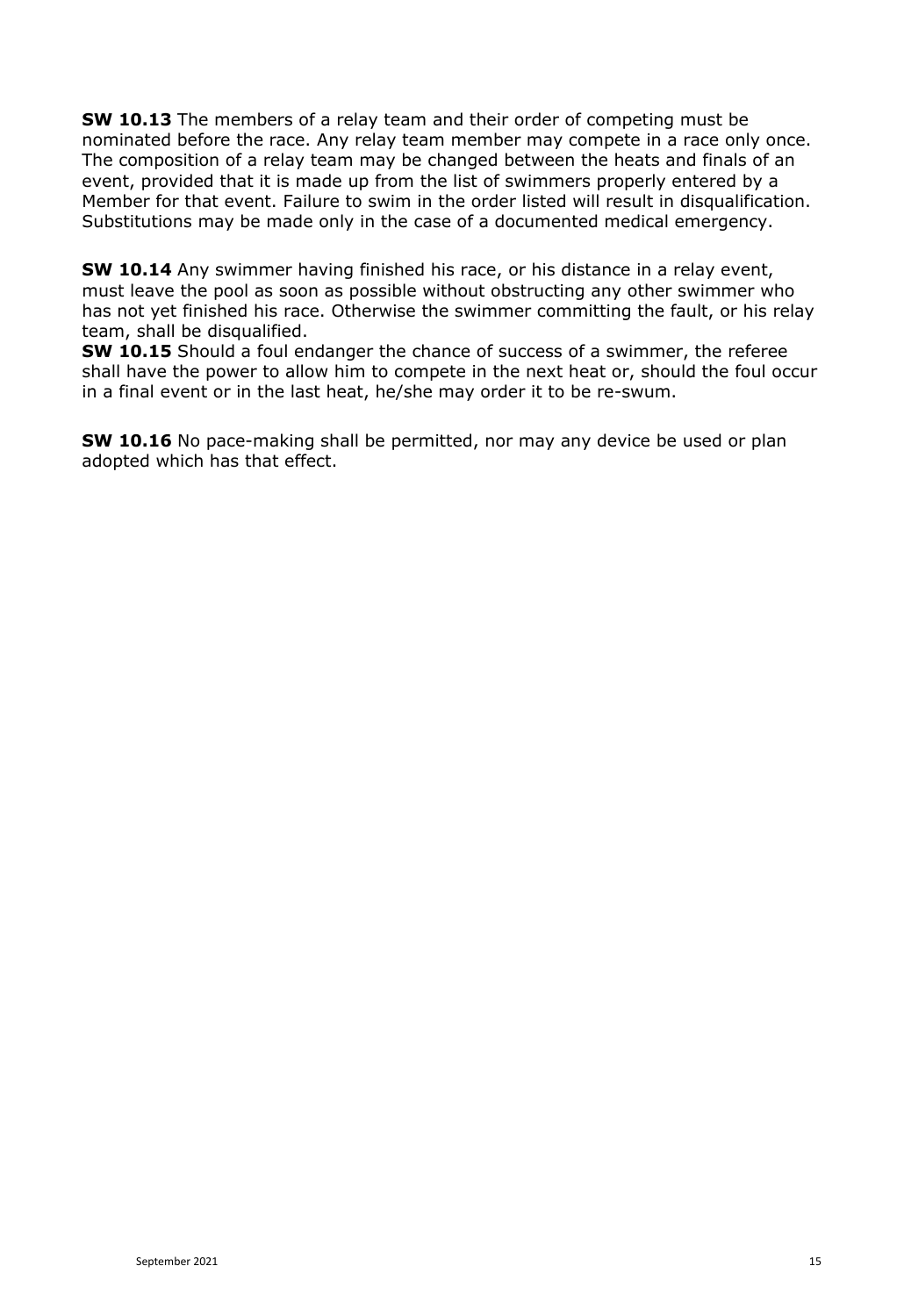**SW 10.13** The members of a relay team and their order of competing must be nominated before the race. Any relay team member may compete in a race only once. The composition of a relay team may be changed between the heats and finals of an event, provided that it is made up from the list of swimmers properly entered by a Member for that event. Failure to swim in the order listed will result in disqualification. Substitutions may be made only in the case of a documented medical emergency.

**SW 10.14** Any swimmer having finished his race, or his distance in a relay event, must leave the pool as soon as possible without obstructing any other swimmer who has not yet finished his race. Otherwise the swimmer committing the fault, or his relay team, shall be disqualified.

**SW 10.15** Should a foul endanger the chance of success of a swimmer, the referee shall have the power to allow him to compete in the next heat or, should the foul occur in a final event or in the last heat, he/she may order it to be re-swum.

**SW 10.16** No pace-making shall be permitted, nor may any device be used or plan adopted which has that effect.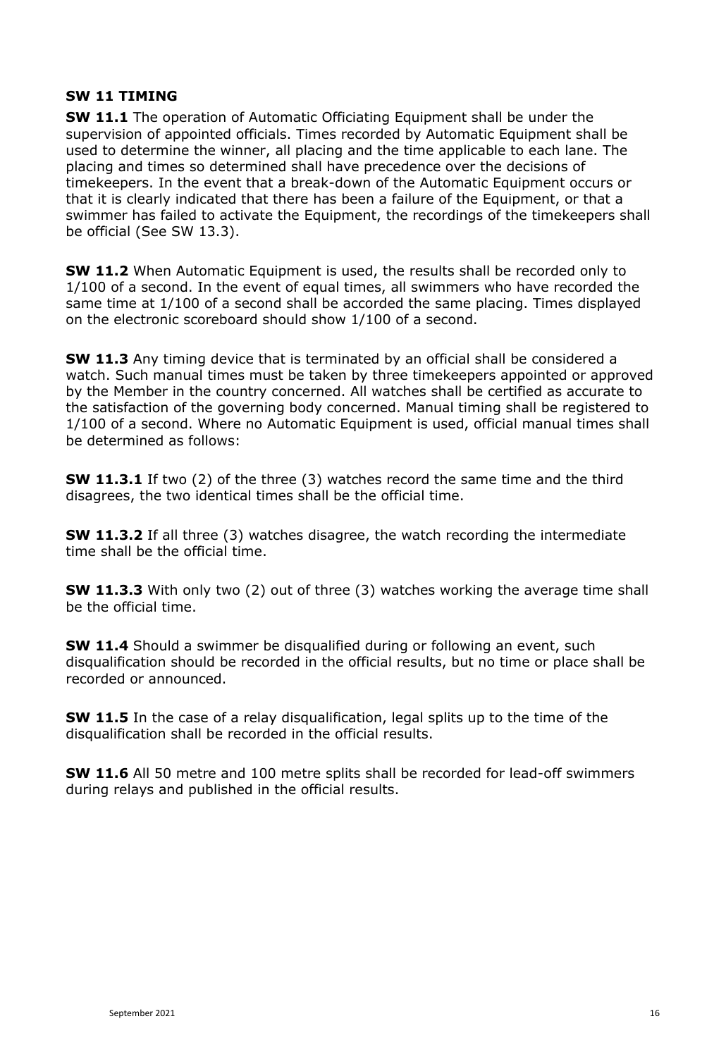## SW 11 TIMING

**SW 11.1** The operation of Automatic Officiating Equipment shall be under the supervision of appointed officials. Times recorded by Automatic Equipment shall be used to determine the winner, all placing and the time applicable to each lane. The placing and times so determined shall have precedence over the decisions of timekeepers. In the event that a break-down of the Automatic Equipment occurs or that it is clearly indicated that there has been a failure of the Equipment, or that a swimmer has failed to activate the Equipment, the recordings of the timekeepers shall be official (See SW 13.3).

**SW 11.2** When Automatic Equipment is used, the results shall be recorded only to 1/100 of a second. In the event of equal times, all swimmers who have recorded the same time at 1/100 of a second shall be accorded the same placing. Times displayed on the electronic scoreboard should show 1/100 of a second.

**SW 11.3** Any timing device that is terminated by an official shall be considered a watch. Such manual times must be taken by three timekeepers appointed or approved by the Member in the country concerned. All watches shall be certified as accurate to the satisfaction of the governing body concerned. Manual timing shall be registered to 1/100 of a second. Where no Automatic Equipment is used, official manual times shall be determined as follows:

**SW 11.3.1** If two (2) of the three (3) watches record the same time and the third disagrees, the two identical times shall be the official time.

**SW 11.3.2** If all three (3) watches disagree, the watch recording the intermediate time shall be the official time.

**SW 11.3.3** With only two (2) out of three (3) watches working the average time shall be the official time.

**SW 11.4** Should a swimmer be disqualified during or following an event, such disqualification should be recorded in the official results, but no time or place shall be recorded or announced.

**SW 11.5** In the case of a relay disqualification, legal splits up to the time of the disqualification shall be recorded in the official results.

**SW 11.6** All 50 metre and 100 metre splits shall be recorded for lead-off swimmers during relays and published in the official results.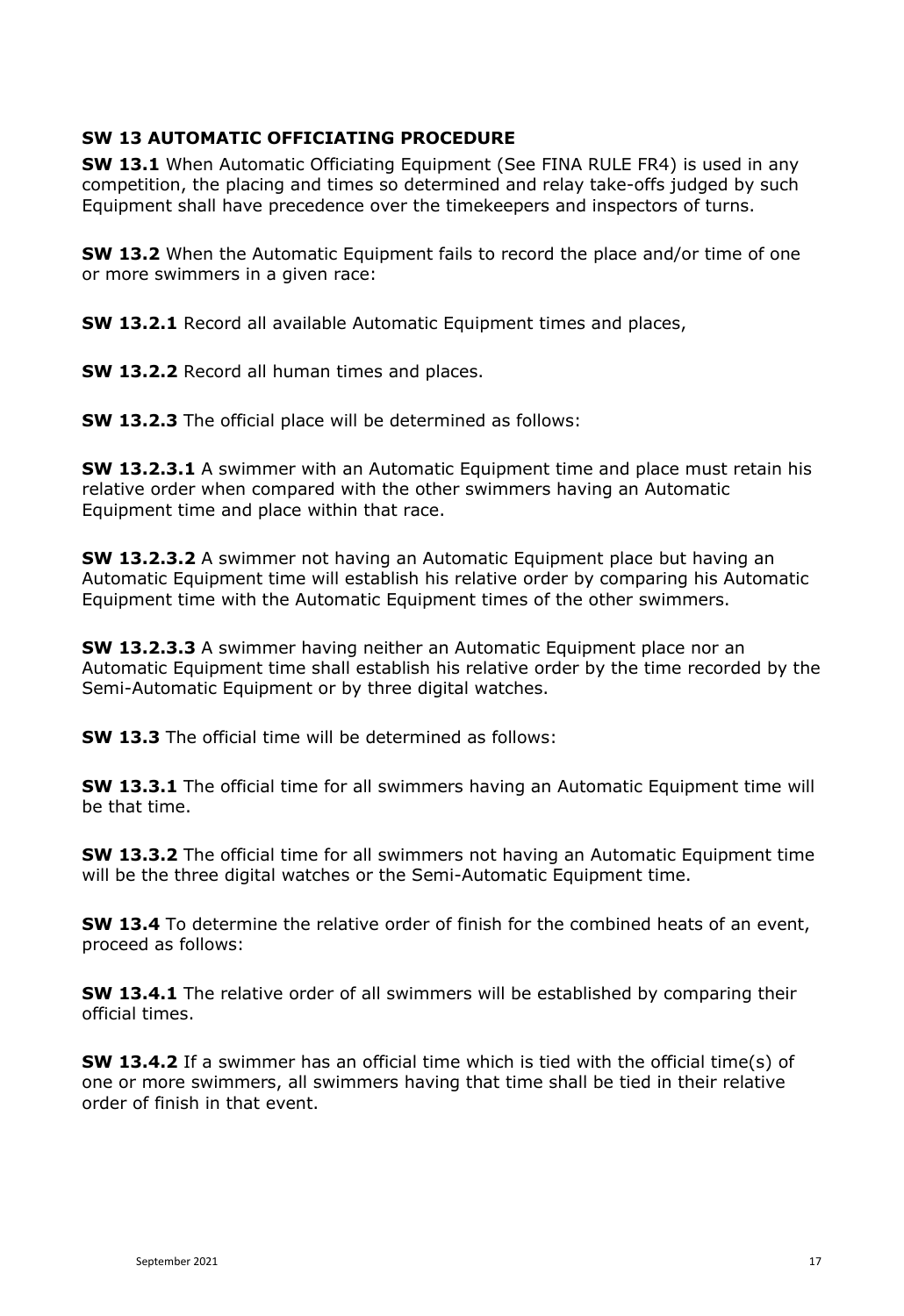## SW 13 AUTOMATIC OFFICIATING PROCEDURE

**SW 13.1** When Automatic Officiating Equipment (See FINA RULE FR4) is used in any competition, the placing and times so determined and relay take-offs judged by such Equipment shall have precedence over the timekeepers and inspectors of turns.

**SW 13.2** When the Automatic Equipment fails to record the place and/or time of one or more swimmers in a given race:

**SW 13.2.1** Record all available Automatic Equipment times and places,

**SW 13.2.2** Record all human times and places.

**SW 13.2.3** The official place will be determined as follows:

**SW 13.2.3.1** A swimmer with an Automatic Equipment time and place must retain his relative order when compared with the other swimmers having an Automatic Equipment time and place within that race.

**SW 13.2.3.2** A swimmer not having an Automatic Equipment place but having an Automatic Equipment time will establish his relative order by comparing his Automatic Equipment time with the Automatic Equipment times of the other swimmers.

**SW 13.2.3.3** A swimmer having neither an Automatic Equipment place nor an Automatic Equipment time shall establish his relative order by the time recorded by the Semi-Automatic Equipment or by three digital watches.

**SW 13.3** The official time will be determined as follows:

**SW 13.3.1** The official time for all swimmers having an Automatic Equipment time will be that time.

**SW 13.3.2** The official time for all swimmers not having an Automatic Equipment time will be the three digital watches or the Semi-Automatic Equipment time.

**SW 13.4** To determine the relative order of finish for the combined heats of an event, proceed as follows:

**SW 13.4.1** The relative order of all swimmers will be established by comparing their official times.

**SW 13.4.2** If a swimmer has an official time which is tied with the official time(s) of one or more swimmers, all swimmers having that time shall be tied in their relative order of finish in that event.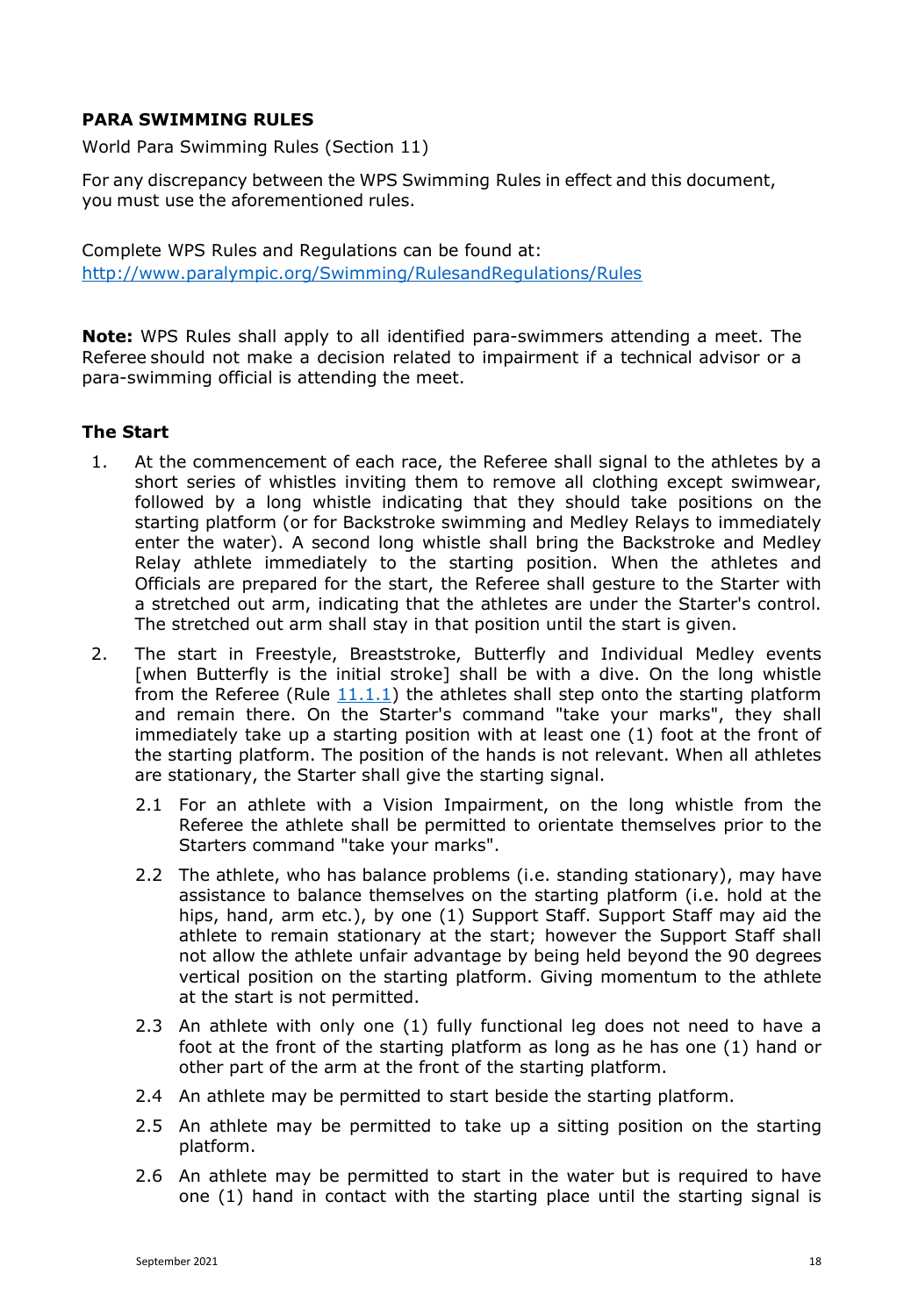**PARA SWIMMING RULES**

World Para Swimming Rules (Section 11)

For any discrepancy between the WPS Swimming Rules in effect and this document, you must use the aforementioned rules.

Complete WPS Rules and Regulations can be found at:
http://www.paralympic.org/Swimming/RulesandRegulations/Rules

**Note:** WPS Rules shall apply to all identified para-swimmers attending a meet. The Referee should not make a decision related to impairment if a technical advisor or a para-swimming official is attending the meet.

**The Start**

1. At the commencement of each race, the Referee shall signal to the athletes by a short series of whistles inviting them to remove all clothing except swimwear, followed by a long whistle indicating that they should take positions on the starting platform (or for Backstroke swimming and Medley Relays to immediately enter the water). A second long whistle shall bring the Backstroke and Medley Relay athlete immediately to the starting position. When the athletes and Officials are prepared for the start, the Referee shall gesture to the Starter with a stretched out arm, indicating that the athletes are under the Starter's control. The stretched out arm shall stay in that position until the start is given.

2. The start in Freestyle, Breaststroke, Butterfly and Individual Medley events [when Butterfly is the initial stroke] shall be with a dive. On the long whistle from the Referee (Rule 11.1.1) the athletes shall step onto the starting platform and remain there. On the Starter's command "take your marks", they shall immediately take up a starting position with at least one (1) foot at the front of the starting platform. The position of the hands is not relevant. When all athletes are stationary, the Starter shall give the starting signal.

   2.1 For an athlete with a Vision Impairment, on the long whistle from the Referee the athlete shall be permitted to orientate themselves prior to the Starters command "take your marks".

   2.2 The athlete, who has balance problems (i.e. standing stationary), may have assistance to balance themselves on the starting platform (i.e. hold at the hips, hand, arm etc.), by one (1) Support Staff. Support Staff may aid the athlete to remain stationary at the start; however the Support Staff shall not allow the athlete unfair advantage by being held beyond the 90 degrees vertical position on the starting platform. Giving momentum to the athlete at the start is not permitted.

   2.3 An athlete with only one (1) fully functional leg does not need to have a foot at the front of the starting platform as long as he has one (1) hand or other part of the arm at the front of the starting platform.

   2.4 An athlete may be permitted to start beside the starting platform.

   2.5 An athlete may be permitted to take up a sitting position on the starting platform.

   2.6 An athlete may be permitted to start in the water but is required to have one (1) hand in contact with the starting place until the starting signal is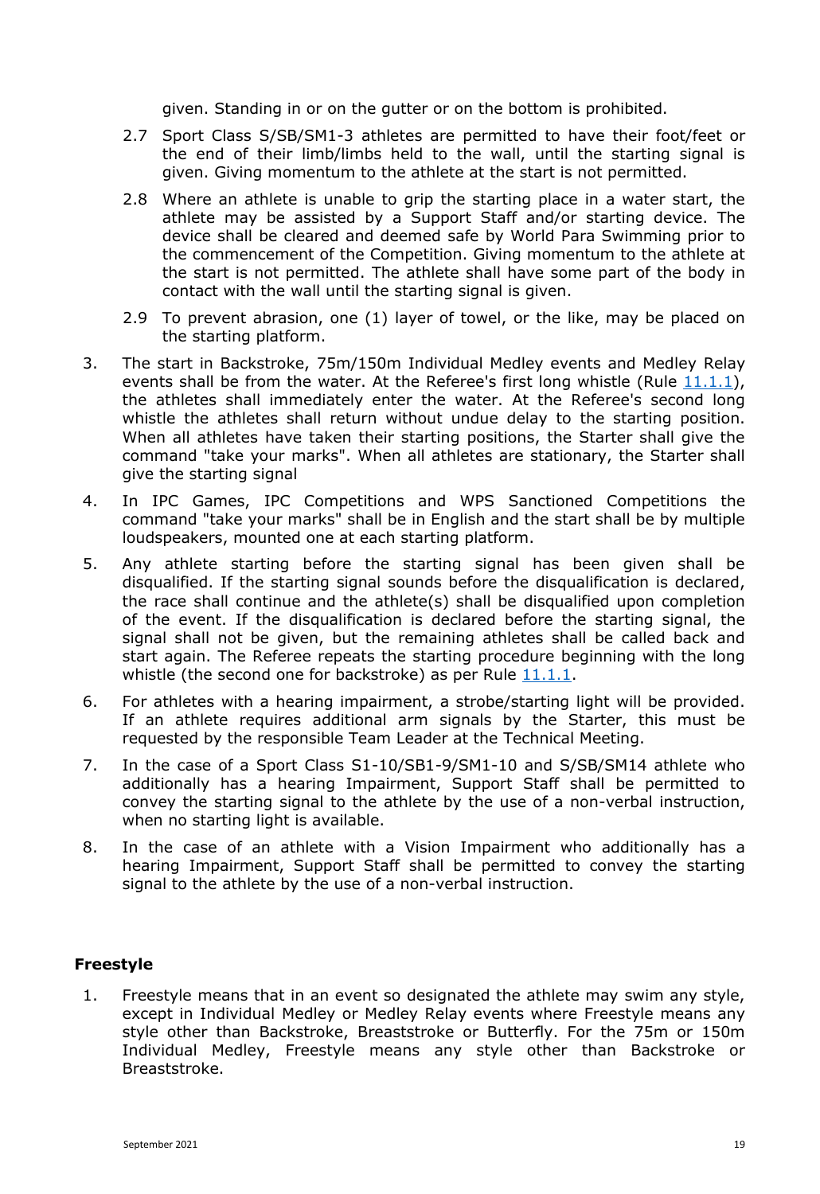given. Standing in or on the gutter or on the bottom is prohibited.

2.7 Sport Class S/SB/SM1-3 athletes are permitted to have their foot/feet or the end of their limb/limbs held to the wall, until the starting signal is given. Giving momentum to the athlete at the start is not permitted.

2.8 Where an athlete is unable to grip the starting place in a water start, the athlete may be assisted by a Support Staff and/or starting device. The device shall be cleared and deemed safe by World Para Swimming prior to the commencement of the Competition. Giving momentum to the athlete at the start is not permitted. The athlete shall have some part of the body in contact with the wall until the starting signal is given.

2.9 To prevent abrasion, one (1) layer of towel, or the like, may be placed on the starting platform.

3. The start in Backstroke, 75m/150m Individual Medley events and Medley Relay events shall be from the water. At the Referee's first long whistle (Rule 11.1.1), the athletes shall immediately enter the water. At the Referee's second long whistle the athletes shall return without undue delay to the starting position. When all athletes have taken their starting positions, the Starter shall give the command "take your marks". When all athletes are stationary, the Starter shall give the starting signal

4. In IPC Games, IPC Competitions and WPS Sanctioned Competitions the command "take your marks" shall be in English and the start shall be by multiple loudspeakers, mounted one at each starting platform.

5. Any athlete starting before the starting signal has been given shall be disqualified. If the starting signal sounds before the disqualification is declared, the race shall continue and the athlete(s) shall be disqualified upon completion of the event. If the disqualification is declared before the starting signal, the signal shall not be given, but the remaining athletes shall be called back and start again. The Referee repeats the starting procedure beginning with the long whistle (the second one for backstroke) as per Rule 11.1.1.

6. For athletes with a hearing impairment, a strobe/starting light will be provided. If an athlete requires additional arm signals by the Starter, this must be requested by the responsible Team Leader at the Technical Meeting.

7. In the case of a Sport Class S1-10/SB1-9/SM1-10 and S/SB/SM14 athlete who additionally has a hearing Impairment, Support Staff shall be permitted to convey the starting signal to the athlete by the use of a non-verbal instruction, when no starting light is available.

8. In the case of an athlete with a Vision Impairment who additionally has a hearing Impairment, Support Staff shall be permitted to convey the starting signal to the athlete by the use of a non-verbal instruction.

### Freestyle

1. Freestyle means that in an event so designated the athlete may swim any style, except in Individual Medley or Medley Relay events where Freestyle means any style other than Backstroke, Breaststroke or Butterfly. For the 75m or 150m Individual Medley, Freestyle means any style other than Backstroke or Breaststroke.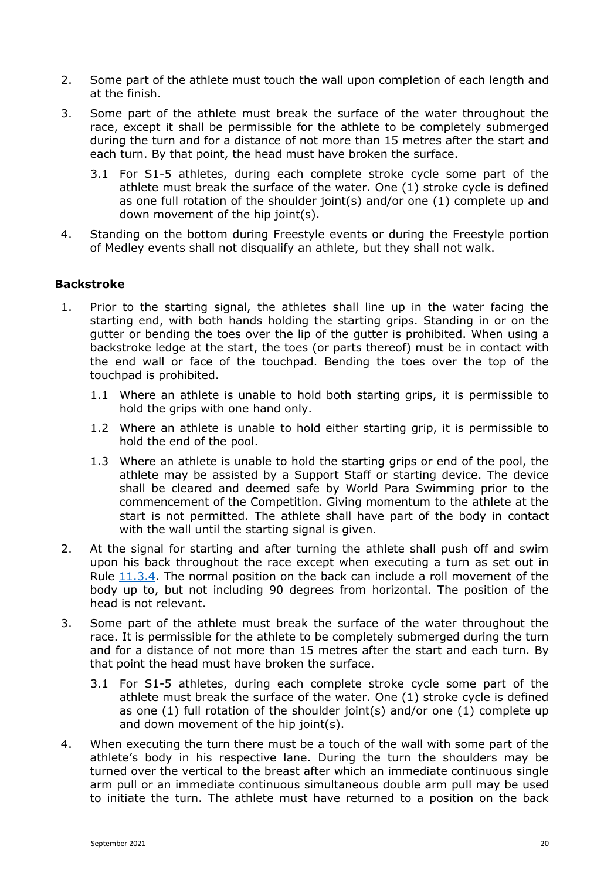2. Some part of the athlete must touch the wall upon completion of each length and at the finish.
3. Some part of the athlete must break the surface of the water throughout the race, except it shall be permissible for the athlete to be completely submerged during the turn and for a distance of not more than 15 metres after the start and each turn. By that point, the head must have broken the surface.
   3.1 For S1-5 athletes, during each complete stroke cycle some part of the athlete must break the surface of the water. One (1) stroke cycle is defined as one full rotation of the shoulder joint(s) and/or one (1) complete up and down movement of the hip joint(s).
4. Standing on the bottom during Freestyle events or during the Freestyle portion of Medley events shall not disqualify an athlete, but they shall not walk.

**Backstroke**

1. Prior to the starting signal, the athletes shall line up in the water facing the starting end, with both hands holding the starting grips. Standing in or on the gutter or bending the toes over the lip of the gutter is prohibited. When using a backstroke ledge at the start, the toes (or parts thereof) must be in contact with the end wall or face of the touchpad. Bending the toes over the top of the touchpad is prohibited.
   1.1 Where an athlete is unable to hold both starting grips, it is permissible to hold the grips with one hand only.
   1.2 Where an athlete is unable to hold either starting grip, it is permissible to hold the end of the pool.
   1.3 Where an athlete is unable to hold the starting grips or end of the pool, the athlete may be assisted by a Support Staff or starting device. The device shall be cleared and deemed safe by World Para Swimming prior to the commencement of the Competition. Giving momentum to the athlete at the start is not permitted. The athlete shall have part of the body in contact with the wall until the starting signal is given.
2. At the signal for starting and after turning the athlete shall push off and swim upon his back throughout the race except when executing a turn as set out in Rule 11.3.4. The normal position on the back can include a roll movement of the body up to, but not including 90 degrees from horizontal. The position of the head is not relevant.
3. Some part of the athlete must break the surface of the water throughout the race. It is permissible for the athlete to be completely submerged during the turn and for a distance of not more than 15 metres after the start and each turn. By that point the head must have broken the surface.
   3.1 For S1-5 athletes, during each complete stroke cycle some part of the athlete must break the surface of the water. One (1) stroke cycle is defined as one (1) full rotation of the shoulder joint(s) and/or one (1) complete up and down movement of the hip joint(s).
4. When executing the turn there must be a touch of the wall with some part of the athlete's body in his respective lane. During the turn the shoulders may be turned over the vertical to the breast after which an immediate continuous single arm pull or an immediate continuous simultaneous double arm pull may be used to initiate the turn. The athlete must have returned to a position on the back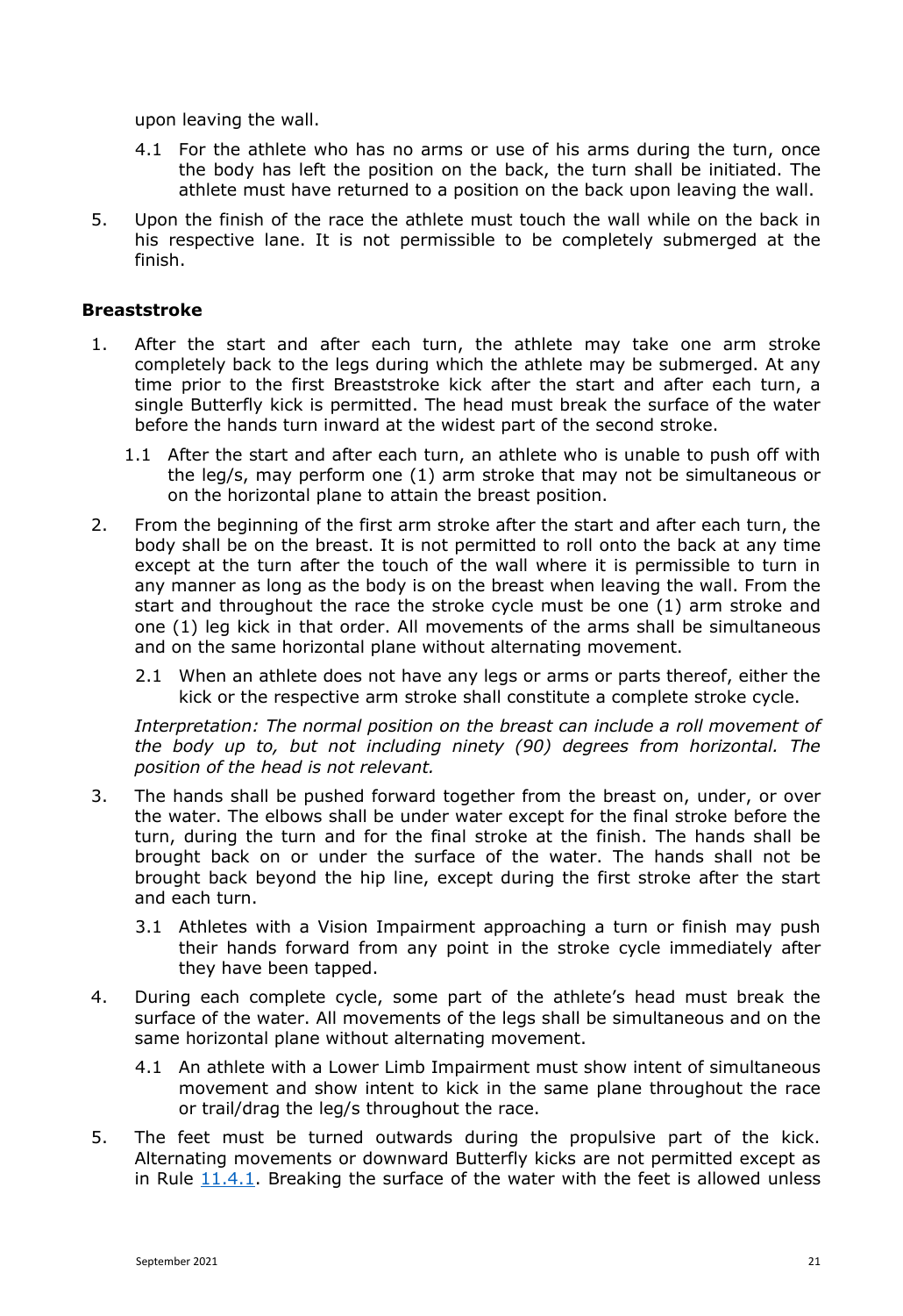upon leaving the wall.

4.1 For the athlete who has no arms or use of his arms during the turn, once the body has left the position on the back, the turn shall be initiated. The athlete must have returned to a position on the back upon leaving the wall.

5. Upon the finish of the race the athlete must touch the wall while on the back in his respective lane. It is not permissible to be completely submerged at the finish.

**Breaststroke**

1. After the start and after each turn, the athlete may take one arm stroke completely back to the legs during which the athlete may be submerged. At any time prior to the first Breaststroke kick after the start and after each turn, a single Butterfly kick is permitted. The head must break the surface of the water before the hands turn inward at the widest part of the second stroke.

   1.1 After the start and after each turn, an athlete who is unable to push off with the leg/s, may perform one (1) arm stroke that may not be simultaneous or on the horizontal plane to attain the breast position.

2. From the beginning of the first arm stroke after the start and after each turn, the body shall be on the breast. It is not permitted to roll onto the back at any time except at the turn after the touch of the wall where it is permissible to turn in any manner as long as the body is on the breast when leaving the wall. From the start and throughout the race the stroke cycle must be one (1) arm stroke and one (1) leg kick in that order. All movements of the arms shall be simultaneous and on the same horizontal plane without alternating movement.

   2.1 When an athlete does not have any legs or arms or parts thereof, either the kick or the respective arm stroke shall constitute a complete stroke cycle.

   *Interpretation: The normal position on the breast can include a roll movement of the body up to, but not including ninety (90) degrees from horizontal. The position of the head is not relevant.*

3. The hands shall be pushed forward together from the breast on, under, or over the water. The elbows shall be under water except for the final stroke before the turn, during the turn and for the final stroke at the finish. The hands shall be brought back on or under the surface of the water. The hands shall not be brought back beyond the hip line, except during the first stroke after the start and each turn.

   3.1 Athletes with a Vision Impairment approaching a turn or finish may push their hands forward from any point in the stroke cycle immediately after they have been tapped.

4. During each complete cycle, some part of the athlete's head must break the surface of the water. All movements of the legs shall be simultaneous and on the same horizontal plane without alternating movement.

   4.1 An athlete with a Lower Limb Impairment must show intent of simultaneous movement and show intent to kick in the same plane throughout the race or trail/drag the leg/s throughout the race.

5. The feet must be turned outwards during the propulsive part of the kick. Alternating movements or downward Butterfly kicks are not permitted except as in Rule 11.4.1. Breaking the surface of the water with the feet is allowed unless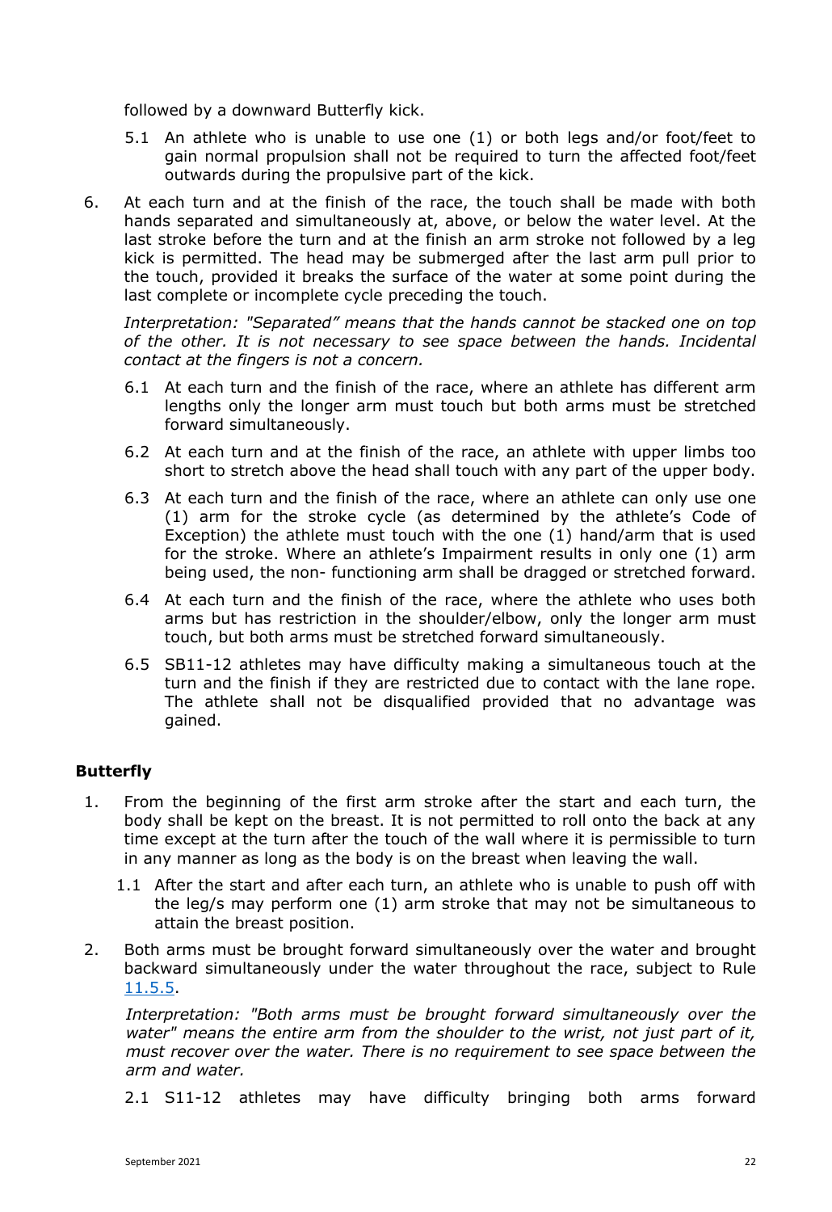followed by a downward Butterfly kick.

5.1 An athlete who is unable to use one (1) or both legs and/or foot/feet to gain normal propulsion shall not be required to turn the affected foot/feet outwards during the propulsive part of the kick.

6. At each turn and at the finish of the race, the touch shall be made with both hands separated and simultaneously at, above, or below the water level. At the last stroke before the turn and at the finish an arm stroke not followed by a leg kick is permitted. The head may be submerged after the last arm pull prior to the touch, provided it breaks the surface of the water at some point during the last complete or incomplete cycle preceding the touch.

   *Interpretation: "Separated" means that the hands cannot be stacked one on top of the other. It is not necessary to see space between the hands. Incidental contact at the fingers is not a concern.*

   6.1 At each turn and the finish of the race, where an athlete has different arm lengths only the longer arm must touch but both arms must be stretched forward simultaneously.

   6.2 At each turn and at the finish of the race, an athlete with upper limbs too short to stretch above the head shall touch with any part of the upper body.

   6.3 At each turn and the finish of the race, where an athlete can only use one (1) arm for the stroke cycle (as determined by the athlete's Code of Exception) the athlete must touch with the one (1) hand/arm that is used for the stroke. Where an athlete's Impairment results in only one (1) arm being used, the non- functioning arm shall be dragged or stretched forward.

   6.4 At each turn and the finish of the race, where the athlete who uses both arms but has restriction in the shoulder/elbow, only the longer arm must touch, but both arms must be stretched forward simultaneously.

   6.5 SB11-12 athletes may have difficulty making a simultaneous touch at the turn and the finish if they are restricted due to contact with the lane rope. The athlete shall not be disqualified provided that no advantage was gained.

## Butterfly

1. From the beginning of the first arm stroke after the start and each turn, the body shall be kept on the breast. It is not permitted to roll onto the back at any time except at the turn after the touch of the wall where it is permissible to turn in any manner as long as the body is on the breast when leaving the wall.

   1.1 After the start and after each turn, an athlete who is unable to push off with the leg/s may perform one (1) arm stroke that may not be simultaneous to attain the breast position.

2. Both arms must be brought forward simultaneously over the water and brought backward simultaneously under the water throughout the race, subject to Rule 11.5.5.

   *Interpretation: "Both arms must be brought forward simultaneously over the water" means the entire arm from the shoulder to the wrist, not just part of it, must recover over the water. There is no requirement to see space between the arm and water.*

   2.1 S11-12 athletes may have difficulty bringing both arms forward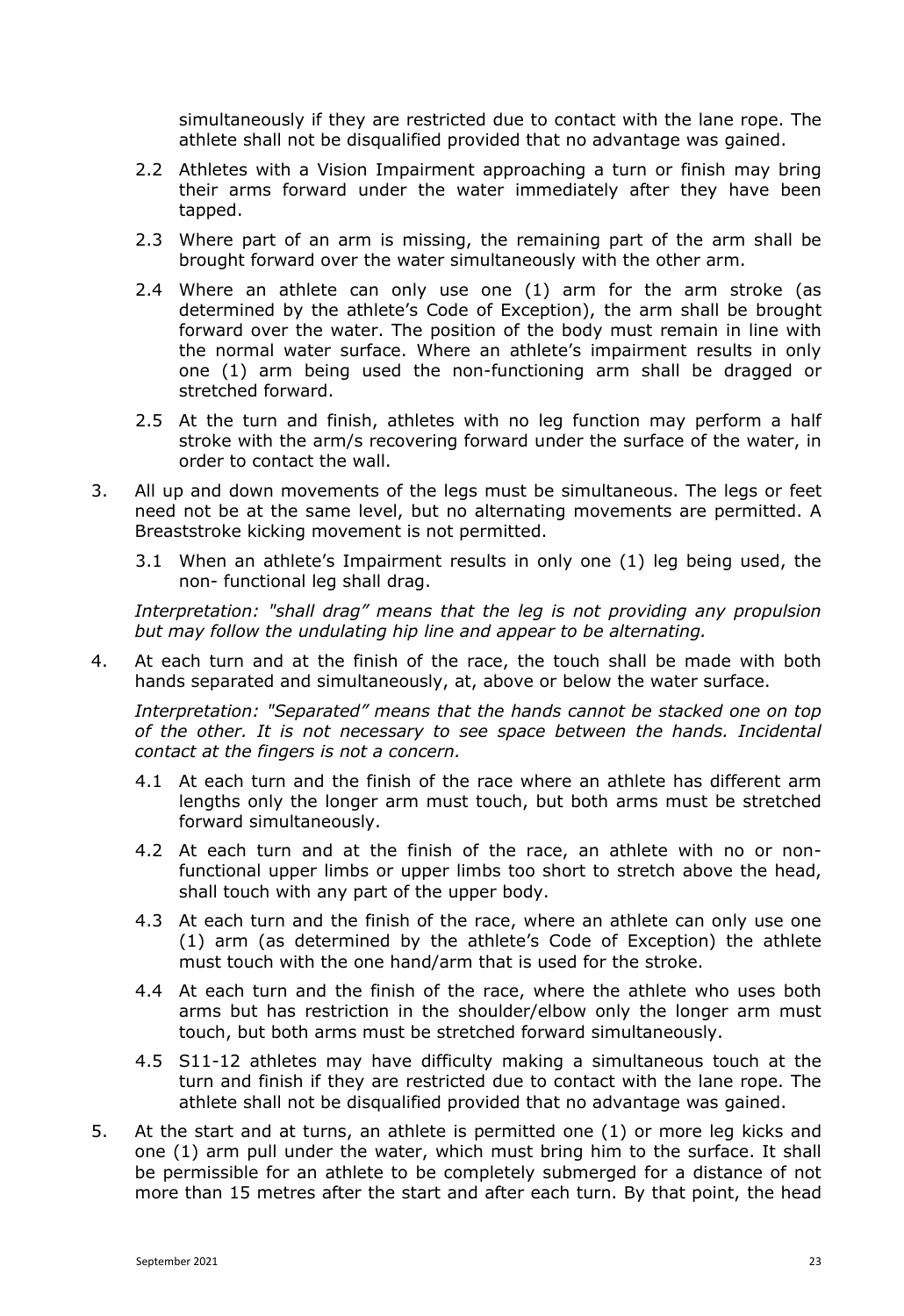simultaneously if they are restricted due to contact with the lane rope. The athlete shall not be disqualified provided that no advantage was gained.

2.2 Athletes with a Vision Impairment approaching a turn or finish may bring their arms forward under the water immediately after they have been tapped.

2.3 Where part of an arm is missing, the remaining part of the arm shall be brought forward over the water simultaneously with the other arm.

2.4 Where an athlete can only use one (1) arm for the arm stroke (as determined by the athlete's Code of Exception), the arm shall be brought forward over the water. The position of the body must remain in line with the normal water surface. Where an athlete's impairment results in only one (1) arm being used the non-functioning arm shall be dragged or stretched forward.

2.5 At the turn and finish, athletes with no leg function may perform a half stroke with the arm/s recovering forward under the surface of the water, in order to contact the wall.

3. All up and down movements of the legs must be simultaneous. The legs or feet need not be at the same level, but no alternating movements are permitted. A Breaststroke kicking movement is not permitted.

   3.1 When an athlete's Impairment results in only one (1) leg being used, the non- functional leg shall drag.

   *Interpretation: "shall drag" means that the leg is not providing any propulsion but may follow the undulating hip line and appear to be alternating.*

4. At each turn and at the finish of the race, the touch shall be made with both hands separated and simultaneously, at, above or below the water surface.

   *Interpretation: "Separated" means that the hands cannot be stacked one on top of the other. It is not necessary to see space between the hands. Incidental contact at the fingers is not a concern.*

   4.1 At each turn and the finish of the race where an athlete has different arm lengths only the longer arm must touch, but both arms must be stretched forward simultaneously.

   4.2 At each turn and at the finish of the race, an athlete with no or non-functional upper limbs or upper limbs too short to stretch above the head, shall touch with any part of the upper body.

   4.3 At each turn and the finish of the race, where an athlete can only use one (1) arm (as determined by the athlete's Code of Exception) the athlete must touch with the one hand/arm that is used for the stroke.

   4.4 At each turn and the finish of the race, where the athlete who uses both arms but has restriction in the shoulder/elbow only the longer arm must touch, but both arms must be stretched forward simultaneously.

   4.5 S11-12 athletes may have difficulty making a simultaneous touch at the turn and finish if they are restricted due to contact with the lane rope. The athlete shall not be disqualified provided that no advantage was gained.

5. At the start and at turns, an athlete is permitted one (1) or more leg kicks and one (1) arm pull under the water, which must bring him to the surface. It shall be permissible for an athlete to be completely submerged for a distance of not more than 15 metres after the start and after each turn. By that point, the head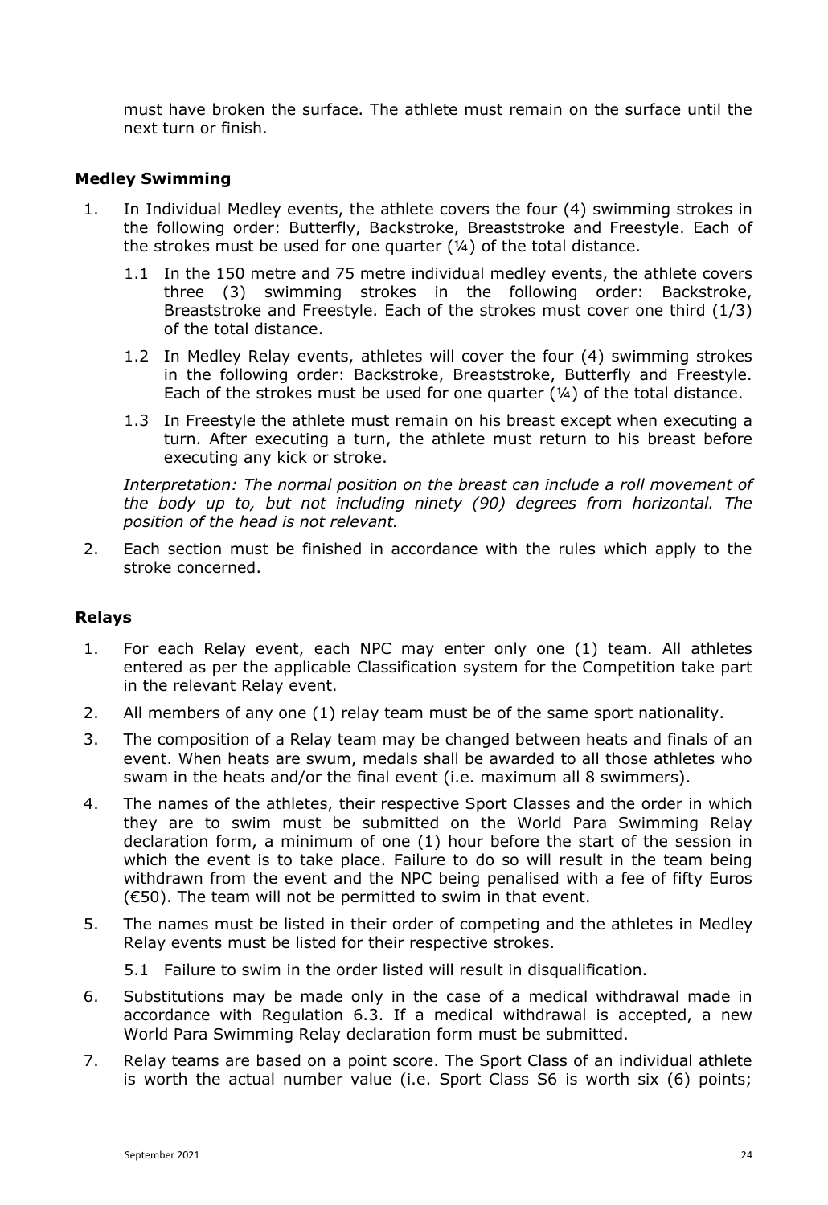must have broken the surface. The athlete must remain on the surface until the next turn or finish.

### Medley Swimming

1. In Individual Medley events, the athlete covers the four (4) swimming strokes in the following order: Butterfly, Backstroke, Breaststroke and Freestyle. Each of the strokes must be used for one quarter (¼) of the total distance.
   - 1.1 In the 150 metre and 75 metre individual medley events, the athlete covers three (3) swimming strokes in the following order: Backstroke, Breaststroke and Freestyle. Each of the strokes must cover one third (1/3) of the total distance.
   - 1.2 In Medley Relay events, athletes will cover the four (4) swimming strokes in the following order: Backstroke, Breaststroke, Butterfly and Freestyle. Each of the strokes must be used for one quarter (¼) of the total distance.
   - 1.3 In Freestyle the athlete must remain on his breast except when executing a turn. After executing a turn, the athlete must return to his breast before executing any kick or stroke.

   *Interpretation: The normal position on the breast can include a roll movement of the body up to, but not including ninety (90) degrees from horizontal. The position of the head is not relevant.*

2. Each section must be finished in accordance with the rules which apply to the stroke concerned.

### Relays

1. For each Relay event, each NPC may enter only one (1) team. All athletes entered as per the applicable Classification system for the Competition take part in the relevant Relay event.
2. All members of any one (1) relay team must be of the same sport nationality.
3. The composition of a Relay team may be changed between heats and finals of an event. When heats are swum, medals shall be awarded to all those athletes who swam in the heats and/or the final event (i.e. maximum all 8 swimmers).
4. The names of the athletes, their respective Sport Classes and the order in which they are to swim must be submitted on the World Para Swimming Relay declaration form, a minimum of one (1) hour before the start of the session in which the event is to take place. Failure to do so will result in the team being withdrawn from the event and the NPC being penalised with a fee of fifty Euros (€50). The team will not be permitted to swim in that event.
5. The names must be listed in their order of competing and the athletes in Medley Relay events must be listed for their respective strokes.
   - 5.1 Failure to swim in the order listed will result in disqualification.
6. Substitutions may be made only in the case of a medical withdrawal made in accordance with Regulation 6.3. If a medical withdrawal is accepted, a new World Para Swimming Relay declaration form must be submitted.
7. Relay teams are based on a point score. The Sport Class of an individual athlete is worth the actual number value (i.e. Sport Class S6 is worth six (6) points;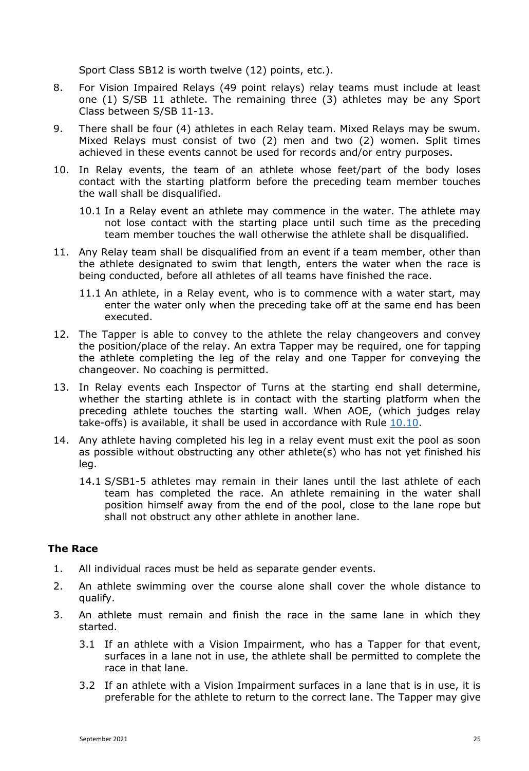Sport Class SB12 is worth twelve (12) points, etc.).

8. For Vision Impaired Relays (49 point relays) relay teams must include at least one (1) S/SB 11 athlete. The remaining three (3) athletes may be any Sport Class between S/SB 11-13.

9. There shall be four (4) athletes in each Relay team. Mixed Relays may be swum. Mixed Relays must consist of two (2) men and two (2) women. Split times achieved in these events cannot be used for records and/or entry purposes.

10. In Relay events, the team of an athlete whose feet/part of the body loses contact with the starting platform before the preceding team member touches the wall shall be disqualified.

    10.1 In a Relay event an athlete may commence in the water. The athlete may not lose contact with the starting place until such time as the preceding team member touches the wall otherwise the athlete shall be disqualified.

11. Any Relay team shall be disqualified from an event if a team member, other than the athlete designated to swim that length, enters the water when the race is being conducted, before all athletes of all teams have finished the race.

    11.1 An athlete, in a Relay event, who is to commence with a water start, may enter the water only when the preceding take off at the same end has been executed.

12. The Tapper is able to convey to the athlete the relay changeovers and convey the position/place of the relay. An extra Tapper may be required, one for tapping the athlete completing the leg of the relay and one Tapper for conveying the changeover. No coaching is permitted.

13. In Relay events each Inspector of Turns at the starting end shall determine, whether the starting athlete is in contact with the starting platform when the preceding athlete touches the starting wall. When AOE, (which judges relay take-offs) is available, it shall be used in accordance with Rule 10.10.

14. Any athlete having completed his leg in a relay event must exit the pool as soon as possible without obstructing any other athlete(s) who has not yet finished his leg.

    14.1 S/SB1-5 athletes may remain in their lanes until the last athlete of each team has completed the race. An athlete remaining in the water shall position himself away from the end of the pool, close to the lane rope but shall not obstruct any other athlete in another lane.

### The Race

1. All individual races must be held as separate gender events.

2. An athlete swimming over the course alone shall cover the whole distance to qualify.

3. An athlete must remain and finish the race in the same lane in which they started.

    3.1 If an athlete with a Vision Impairment, who has a Tapper for that event, surfaces in a lane not in use, the athlete shall be permitted to complete the race in that lane.

    3.2 If an athlete with a Vision Impairment surfaces in a lane that is in use, it is preferable for the athlete to return to the correct lane. The Tapper may give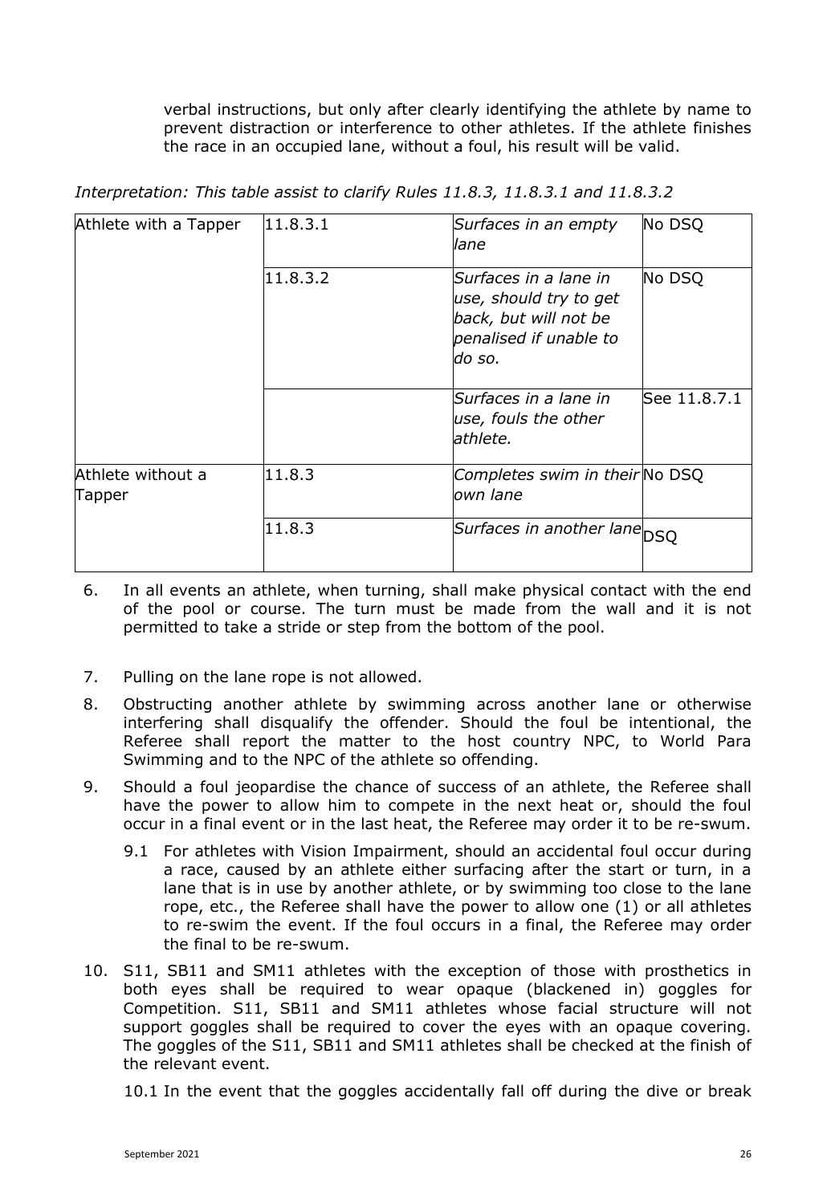verbal instructions, but only after clearly identifying the athlete by name to prevent distraction or interference to other athletes. If the athlete finishes the race in an occupied lane, without a foul, his result will be valid.

*Interpretation: This table assist to clarify Rules 11.8.3, 11.8.3.1 and 11.8.3.2*

| | | | |
|---|---|---|---|
| Athlete with a Tapper | 11.8.3.1 | *Surfaces in an empty lane* | No DSQ |
| | 11.8.3.2 | *Surfaces in a lane in use, should try to get back, but will not be penalised if unable to do so.* | No DSQ |
| | | *Surfaces in a lane in use, fouls the other athlete.* | See 11.8.7.1 |
| Athlete without a Tapper | 11.8.3 | *Completes swim in their own lane* | No DSQ |
| | 11.8.3 | *Surfaces in another lane* | DSQ |

6. In all events an athlete, when turning, shall make physical contact with the end of the pool or course. The turn must be made from the wall and it is not permitted to take a stride or step from the bottom of the pool.

7. Pulling on the lane rope is not allowed.

8. Obstructing another athlete by swimming across another lane or otherwise interfering shall disqualify the offender. Should the foul be intentional, the Referee shall report the matter to the host country NPC, to World Para Swimming and to the NPC of the athlete so offending.

9. Should a foul jeopardise the chance of success of an athlete, the Referee shall have the power to allow him to compete in the next heat or, should the foul occur in a final event or in the last heat, the Referee may order it to be re-swum.

   9.1 For athletes with Vision Impairment, should an accidental foul occur during a race, caused by an athlete either surfacing after the start or turn, in a lane that is in use by another athlete, or by swimming too close to the lane rope, etc., the Referee shall have the power to allow one (1) or all athletes to re-swim the event. If the foul occurs in a final, the Referee may order the final to be re-swum.

10. S11, SB11 and SM11 athletes with the exception of those with prosthetics in both eyes shall be required to wear opaque (blackened in) goggles for Competition. S11, SB11 and SM11 athletes whose facial structure will not support goggles shall be required to cover the eyes with an opaque covering. The goggles of the S11, SB11 and SM11 athletes shall be checked at the finish of the relevant event.

    10.1 In the event that the goggles accidentally fall off during the dive or break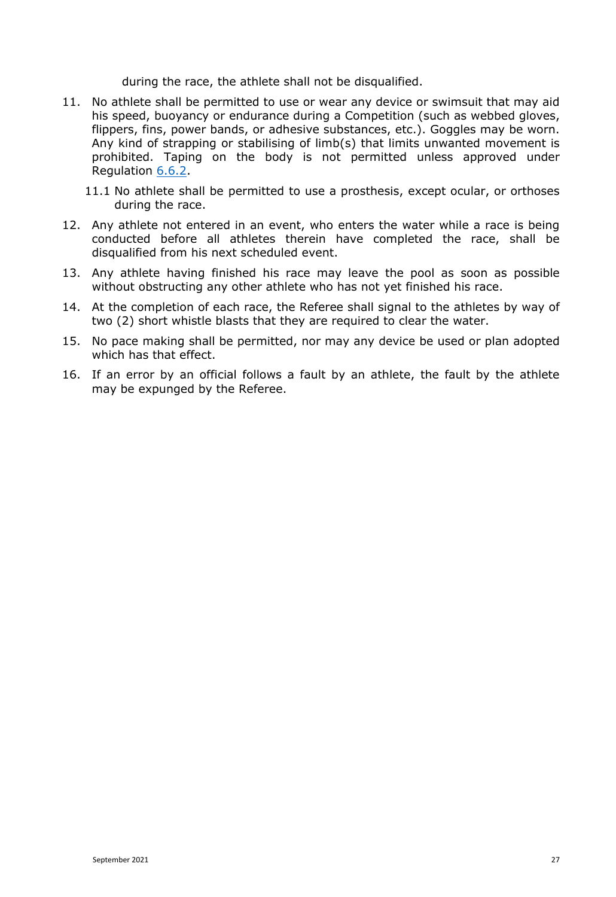during the race, the athlete shall not be disqualified.

11. No athlete shall be permitted to use or wear any device or swimsuit that may aid his speed, buoyancy or endurance during a Competition (such as webbed gloves, flippers, fins, power bands, or adhesive substances, etc.). Goggles may be worn. Any kind of strapping or stabilising of limb(s) that limits unwanted movement is prohibited. Taping on the body is not permitted unless approved under Regulation 6.6.2.

    11.1 No athlete shall be permitted to use a prosthesis, except ocular, or orthoses during the race.

12. Any athlete not entered in an event, who enters the water while a race is being conducted before all athletes therein have completed the race, shall be disqualified from his next scheduled event.

13. Any athlete having finished his race may leave the pool as soon as possible without obstructing any other athlete who has not yet finished his race.

14. At the completion of each race, the Referee shall signal to the athletes by way of two (2) short whistle blasts that they are required to clear the water.

15. No pace making shall be permitted, nor may any device be used or plan adopted which has that effect.

16. If an error by an official follows a fault by an athlete, the fault by the athlete may be expunged by the Referee.